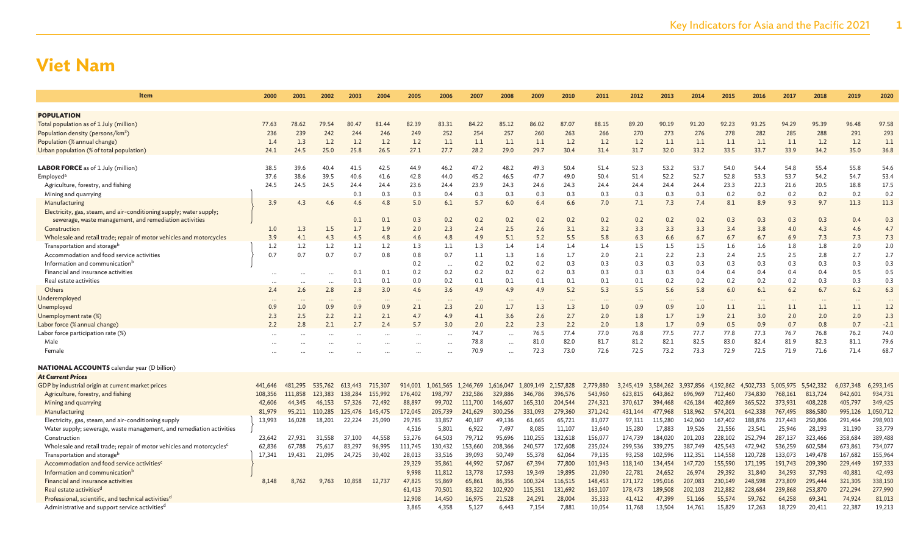# Viet Nam

| Item | 2000 | 2001 | 2002 | 2003 | 2004 | 2005 | 2006 | 2007 | 2008 | 2009 | 2010 | 2011 | 2012 | 2013 | 2014 | 2015 | 2016 | 2017 | 2018 | 2019 | 2020 |
|---|---|---|---|---|---|---|---|---|---|---|---|---|---|---|---|---|---|---|---|---|---|
| **POPULATION** | | | | | | | | | | | | | | | | | | | | | |
| Total population as of 1 July (million) | 77.63 | 78.62 | 79.54 | 80.47 | 81.44 | 82.39 | 83.31 | 84.22 | 85.12 | 86.02 | 87.07 | 88.15 | 89.20 | 90.19 | 91.20 | 92.23 | 93.25 | 94.29 | 95.39 | 96.48 | 97.58 |
| Population density (persons/km²) | 236 | 239 | 242 | 244 | 246 | 249 | 252 | 254 | 257 | 260 | 263 | 266 | 270 | 273 | 276 | 278 | 282 | 285 | 288 | 291 | 293 |
| Population (% annual change) | 1.4 | 1.3 | 1.2 | 1.2 | 1.2 | 1.2 | 1.1 | 1.1 | 1.1 | 1.1 | 1.2 | 1.2 | 1.2 | 1.1 | 1.1 | 1.1 | 1.1 | 1.1 | 1.2 | 1.2 | 1.1 |
| Urban population (% of total population) | 24.1 | 24.5 | 25.0 | 25.8 | 26.5 | 27.1 | 27.7 | 28.2 | 29.0 | 29.7 | 30.4 | 31.4 | 31.7 | 32.0 | 33.2 | 33.5 | 33.7 | 33.9 | 34.2 | 35.0 | 36.8 |
| **LABOR FORCE** as of 1 July (million) | 38.5 | 39.6 | 40.4 | 41.5 | 42.5 | 44.9 | 46.2 | 47.2 | 48.2 | 49.3 | 50.4 | 51.4 | 52.3 | 53.2 | 53.7 | 54.0 | 54.4 | 54.8 | 55.4 | 55.8 | 54.6 |
| Employed[a] | 37.6 | 38.6 | 39.5 | 40.6 | 41.6 | 42.8 | 44.0 | 45.2 | 46.5 | 47.7 | 49.0 | 50.4 | 51.4 | 52.2 | 52.7 | 52.8 | 53.3 | 53.7 | 54.2 | 54.7 | 53.4 |
| Agriculture, forestry, and fishing | 24.5 | 24.5 | 24.5 | 24.4 | 24.4 | 23.6 | 24.4 | 23.9 | 24.3 | 24.6 | 24.3 | 24.4 | 24.4 | 24.4 | 24.4 | 23.3 | 22.3 | 21.6 | 20.5 | 18.8 | 17.5 |
| Mining and quarrying | | | | 0.3 | 0.3 | 0.3 | 0.4 | 0.3 | 0.3 | 0.3 | 0.3 | 0.3 | 0.3 | 0.3 | 0.3 | 0.2 | 0.2 | 0.2 | 0.2 | 0.2 | 0.2 |
| Manufacturing | 3.9 | 4.3 | 4.6 | 4.6 | 4.8 | 5.0 | 6.1 | 5.7 | 6.0 | 6.4 | 6.6 | 7.0 | 7.1 | 7.3 | 7.4 | 8.1 | 8.9 | 9.3 | 9.7 | 11.3 | 11.3 |
| Electricity, gas, steam, and air-conditioning supply; water supply; sewerage, waste management, and remediation activities | | | | 0.1 | 0.1 | 0.3 | 0.2 | 0.2 | 0.2 | 0.2 | 0.2 | 0.2 | 0.2 | 0.2 | 0.2 | 0.3 | 0.3 | 0.3 | 0.3 | 0.4 | 0.3 |
| Construction | 1.0 | 1.3 | 1.5 | 1.7 | 1.9 | 2.0 | 2.3 | 2.4 | 2.5 | 2.6 | 3.1 | 3.2 | 3.3 | 3.3 | 3.3 | 3.4 | 3.8 | 4.0 | 4.3 | 4.6 | 4.7 |
| Wholesale and retail trade; repair of motor vehicles and motorcycles | 3.9 | 4.1 | 4.3 | 4.5 | 4.8 | 4.6 | 4.8 | 4.9 | 5.1 | 5.2 | 5.5 | 5.8 | 6.3 | 6.6 | 6.7 | 6.7 | 6.7 | 6.9 | 7.3 | 7.3 | 7.3 |
| Transportation and storage[b] | 1.2 | 1.2 | 1.2 | 1.2 | 1.2 | 1.3 | 1.1 | 1.3 | 1.4 | 1.4 | 1.4 | 1.4 | 1.5 | 1.5 | 1.5 | 1.6 | 1.6 | 1.8 | 1.8 | 2.0 | 2.0 |
| Accommodation and food service activities | 0.7 | 0.7 | 0.7 | 0.7 | 0.8 | 0.8 | 0.7 | 1.1 | 1.3 | 1.6 | 1.7 | 2.0 | 2.1 | 2.2 | 2.3 | 2.4 | 2.5 | 2.5 | 2.8 | 2.7 | 2.7 |
| Information and communication[b] | | | | | | 0.2 | ... | 0.2 | 0.2 | 0.2 | 0.3 | 0.3 | 0.3 | 0.3 | 0.3 | 0.3 | 0.3 | 0.3 | 0.3 | 0.3 | 0.3 |
| Financial and insurance activities | ... | ... | ... | 0.1 | 0.1 | 0.2 | 0.2 | 0.2 | 0.2 | 0.2 | 0.3 | 0.3 | 0.3 | 0.3 | 0.4 | 0.4 | 0.4 | 0.4 | 0.4 | 0.5 | 0.5 |
| Real estate activities | ... | ... | ... | 0.1 | 0.1 | 0.0 | 0.2 | 0.1 | 0.1 | 0.1 | 0.1 | 0.1 | 0.1 | 0.2 | 0.2 | 0.2 | 0.2 | 0.2 | 0.3 | 0.3 | 0.3 |
| Others | 2.4 | 2.6 | 2.8 | 2.8 | 3.0 | 4.6 | 3.6 | 4.9 | 4.9 | 4.9 | 5.2 | 5.3 | 5.5 | 5.6 | 5.8 | 6.0 | 6.1 | 6.2 | 6.7 | 6.2 | 6.3 |
| Underemployed | ... | ... | ... | ... | ... | ... | ... | ... | ... | ... | ... | ... | ... | ... | ... | ... | ... | ... | ... | ... | ... |
| Unemployed | 0.9 | 1.0 | 0.9 | 0.9 | 0.9 | 2.1 | 2.3 | 2.0 | 1.7 | 1.3 | 1.3 | 1.0 | 0.9 | 0.9 | 1.0 | 1.1 | 1.1 | 1.1 | 1.1 | 1.1 | 1.2 |
| Unemployment rate (%) | 2.3 | 2.5 | 2.2 | 2.2 | 2.1 | 4.7 | 4.9 | 4.1 | 3.6 | 2.6 | 2.7 | 2.0 | 1.8 | 1.7 | 1.9 | 2.1 | 3.0 | 2.0 | 2.0 | 2.0 | 2.3 |
| Labor force (% annual change) | 2.2 | 2.8 | 2.1 | 2.7 | 2.4 | 5.7 | 3.0 | 2.0 | 2.2 | 2.3 | 2.2 | 2.0 | 1.8 | 1.7 | 0.9 | 0.5 | 0.9 | 0.7 | 0.8 | 0.7 | -2.1 |
| Labor force participation rate (%) | ... | ... | ... | ... | ... | ... | ... | 74.7 | ... | 76.5 | 77.4 | 77.0 | 76.8 | 77.5 | 77.7 | 77.8 | 77.3 | 76.7 | 76.8 | 76.2 | 74.0 |
| Male | ... | ... | ... | ... | ... | ... | ... | 78.8 | ... | 81.0 | 82.0 | 81.7 | 81.2 | 82.1 | 82.5 | 83.0 | 82.4 | 81.9 | 82.3 | 81.1 | 79.6 |
| Female | ... | ... | ... | ... | ... | ... | ... | 70.9 | ... | 72.3 | 73.0 | 72.6 | 72.5 | 73.2 | 73.3 | 72.9 | 72.5 | 71.9 | 71.6 | 71.4 | 68.7 |
| **NATIONAL ACCOUNTS** calendar year (D billion) | | | | | | | | | | | | | | | | | | | | | |
| ***At Current Prices*** | | | | | | | | | | | | | | | | | | | | | |
| GDP by industrial origin at current market prices | 441,646 | 481,295 | 535,762 | 613,443 | 715,307 | 914,001 | 1,061,565 | 1,246,769 | 1,616,047 | 1,809,149 | 2,157,828 | 2,779,880 | 3,245,419 | 3,584,262 | 3,937,856 | 4,192,862 | 4,502,733 | 5,005,975 | 5,542,332 | 6,037,348 | 6,293,145 |
| Agriculture, forestry, and fishing | 108,356 | 111,858 | 123,383 | 138,284 | 155,992 | 176,402 | 198,797 | 232,586 | 329,886 | 346,786 | 396,576 | 543,960 | 623,815 | 643,862 | 696,969 | 712,460 | 734,830 | 768,161 | 813,724 | 842,601 | 934,731 |
| Mining and quarrying | 42,606 | 44,345 | 46,153 | 57,326 | 72,492 | 88,897 | 99,702 | 111,700 | 146,607 | 165,310 | 204,544 | 274,321 | 370,617 | 394,468 | 426,184 | 402,869 | 365,522 | 373,931 | 408,228 | 405,797 | 349,425 |
| Manufacturing | 81,979 | 95,211 | 110,285 | 125,476 | 145,475 | 172,045 | 205,739 | 241,629 | 300,256 | 331,093 | 279,360 | 371,242 | 431,144 | 477,968 | 518,962 | 574,201 | 642,338 | 767,495 | 886,580 | 995,126 | 1,050,712 |
| Electricity, gas, steam, and air-conditioning supply | 13,993 | 16,028 | 18,201 | 22,224 | 25,090 | 29,785 | 33,857 | 40,187 | 49,136 | 61,665 | 65,721 | 81,077 | 97,311 | 115,280 | 142,060 | 167,402 | 188,876 | 217,443 | 250,806 | 291,464 | 298,903 |
| Water supply; sewerage, waste management, and remediation activities | | | | | | 4,516 | 5,801 | 6,922 | 7,497 | 8,085 | 11,107 | 13,640 | 15,280 | 17,883 | 19,526 | 21,556 | 23,541 | 25,946 | 28,193 | 31,190 | 33,779 |
| Construction | 23,642 | 27,931 | 31,558 | 37,100 | 44,558 | 53,276 | 64,503 | 79,712 | 95,696 | 110,255 | 132,618 | 156,077 | 174,739 | 184,020 | 201,203 | 228,102 | 252,794 | 287,137 | 323,466 | 358,684 | 389,488 |
| Wholesale and retail trade; repair of motor vehicles and motorcycles[c] | 62,836 | 67,788 | 75,617 | 83,297 | 96,995 | 111,745 | 130,432 | 153,660 | 208,366 | 240,577 | 172,608 | 235,024 | 299,536 | 339,275 | 387,749 | 425,543 | 472,942 | 536,259 | 602,584 | 673,861 | 734,077 |
| Transportation and storage[b] | 17,341 | 19,431 | 21,095 | 24,725 | 30,402 | 28,013 | 33,516 | 39,093 | 50,749 | 55,378 | 62,064 | 79,135 | 93,258 | 102,596 | 112,351 | 114,558 | 120,728 | 133,073 | 149,478 | 167,682 | 155,964 |
| Accommodation and food service activities[c] | | | | | | 29,329 | 35,861 | 44,992 | 57,067 | 67,394 | 77,800 | 101,943 | 118,140 | 134,454 | 147,720 | 155,590 | 171,195 | 191,743 | 209,390 | 229,449 | 197,333 |
| Information and communication[b] | | | | | | 9,998 | 11,812 | 13,778 | 17,593 | 19,349 | 19,895 | 21,090 | 22,781 | 24,652 | 26,974 | 29,292 | 31,840 | 34,293 | 37,793 | 40,881 | 42,493 |
| Financial and insurance activities | 8,148 | 8,762 | 9,763 | 10,858 | 12,737 | 47,825 | 55,869 | 65,861 | 86,356 | 100,324 | 116,515 | 148,453 | 171,172 | 195,016 | 207,083 | 230,149 | 248,598 | 273,809 | 295,444 | 321,305 | 338,150 |
| Real estate activities[d] | | | | | | 61,413 | 70,501 | 83,322 | 102,920 | 115,351 | 131,692 | 163,107 | 178,473 | 189,508 | 202,103 | 212,882 | 228,684 | 239,868 | 253,870 | 272,294 | 277,990 |
| Professional, scientific, and technical activities[d] | | | | | | 12,908 | 14,450 | 16,975 | 21,528 | 24,291 | 28,004 | 35,333 | 41,412 | 47,399 | 51,166 | 55,574 | 59,762 | 64,258 | 69,341 | 74,924 | 81,013 |
| Administrative and support service activities[d] | | | | | | 3,865 | 4,358 | 5,127 | 6,443 | 7,154 | 7,881 | 10,054 | 11,768 | 13,504 | 14,761 | 15,829 | 17,263 | 18,729 | 20,411 | 22,387 | 19,213 |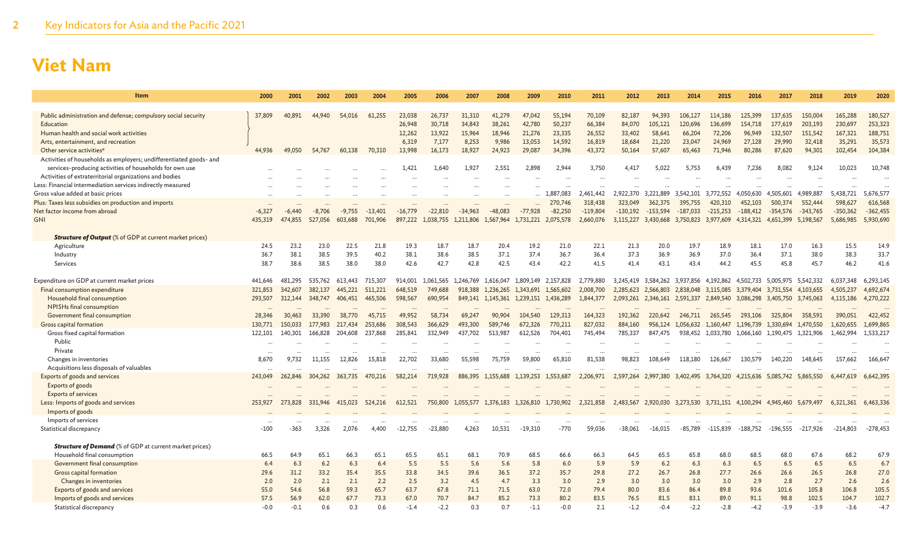# Viet Nam

| Item | 2000 | 2001 | 2002 | 2003 | 2004 | 2005 | 2006 | 2007 | 2008 | 2009 | 2010 | 2011 | 2012 | 2013 | 2014 | 2015 | 2016 | 2017 | 2018 | 2019 | 2020 |
|---|---|---|---|---|---|---|---|---|---|---|---|---|---|---|---|---|---|---|---|---|---|
| Public administration and defense; compulsory social security | 37,809 | 40,891 | 44,940 | 54,016 | 61,255 | 23,038 | 26,737 | 31,310 | 41,279 | 47,042 | 55,194 | 70,109 | 82,187 | 94,393 | 106,127 | 114,186 | 125,399 | 137,635 | 150,004 | 165,288 | 180,527 |
| Education | | | | | | 26,948 | 30,718 | 34,843 | 38,261 | 42,780 | 50,237 | 66,384 | 84,070 | 105,121 | 120,696 | 136,699 | 154,718 | 177,619 | 203,193 | 230,697 | 253,323 |
| Human health and social work activities | | | | | | 12,262 | 13,922 | 15,964 | 18,946 | 21,276 | 23,335 | 26,552 | 33,402 | 58,641 | 66,204 | 72,206 | 96,949 | 132,507 | 151,542 | 167,321 | 188,751 |
| Arts, entertainment, and recreation | | | | | | 6,319 | 7,177 | 8,253 | 9,986 | 13,053 | 14,592 | 16,819 | 18,684 | 21,220 | 23,047 | 24,969 | 27,128 | 29,990 | 32,418 | 35,291 | 35,573 |
| Other service activities[e] | 44,936 | 49,050 | 54,767 | 60,138 | 70,310 | 13,998 | 16,173 | 18,927 | 24,923 | 29,087 | 34,396 | 43,372 | 50,164 | 57,607 | 65,463 | 71,946 | 80,286 | 87,620 | 94,301 | 102,454 | 104,384 |
| Activities of households as employers; undifferentiated goods- and services-producing activities of households for own use | ... | ... | ... | ... | ... | 1,421 | 1,640 | 1,927 | 2,551 | 2,898 | 2,944 | 3,750 | 4,417 | 5,022 | 5,753 | 6,439 | 7,236 | 8,082 | 9,124 | 10,023 | 10,748 |
| Activities of extraterritorial organizations and bodies | ... | ... | ... | ... | ... | ... | ... | ... | ... | ... | ... | ... | ... | ... | ... | ... | ... | ... | ... | ... | ... |
| Less: Financial intermediation services indirectly measured | ... | ... | ... | ... | ... | ... | ... | ... | ... | ... | ... | ... | ... | ... | ... | ... | ... | ... | ... | ... | ... |
| Gross value added at basic prices | ... | ... | ... | ... | ... | ... | ... | ... | ... | ... | 1,887,083 | 2,461,442 | 2,922,370 | 3,221,889 | 3,542,101 | 3,772,552 | 4,050,630 | 4,505,601 | 4,989,887 | 5,438,721 | 5,676,577 |
| Plus: Taxes less subsidies on production and imports | ... | ... | ... | ... | ... | ... | ... | ... | ... | ... | 270,746 | 318,438 | 323,049 | 362,375 | 395,755 | 420,310 | 452,103 | 500,374 | 552,444 | 598,627 | 616,568 |
| Net factor income from abroad | -6,327 | -6,440 | -8,706 | -9,755 | -13,401 | -16,779 | -22,810 | -34,963 | -48,083 | -77,928 | -82,250 | -119,804 | -130,192 | -153,594 | -187,033 | -215,253 | -188,412 | -354,576 | -343,765 | -350,362 | -362,455 |
| GNI | 435,319 | 474,855 | 527,056 | 603,688 | 701,906 | 897,222 | 1,038,755 | 1,211,806 | 1,567,964 | 1,731,221 | 2,075,578 | 2,660,076 | 3,115,227 | 3,430,668 | 3,750,823 | 3,977,609 | 4,314,321 | 4,651,399 | 5,198,567 | 5,686,985 | 5,930,690 |
| ***Structure of Output*** (% of GDP at current market prices) | | | | | | | | | | | | | | | | | | | | | |
| Agriculture | 24.5 | 23.2 | 23.0 | 22.5 | 21.8 | 19.3 | 18.7 | 18.7 | 20.4 | 19.2 | 21.0 | 22.1 | 21.3 | 20.0 | 19.7 | 18.9 | 18.1 | 17.0 | 16.3 | 15.5 | 14.9 |
| Industry | 36.7 | 38.1 | 38.5 | 39.5 | 40.2 | 38.1 | 38.6 | 38.5 | 37.1 | 37.4 | 36.7 | 36.4 | 37.3 | 36.9 | 36.9 | 37.0 | 36.4 | 37.1 | 38.0 | 38.3 | 33.7 |
| Services | 38.7 | 38.6 | 38.5 | 38.0 | 38.0 | 42.6 | 42.7 | 42.8 | 42.5 | 43.4 | 42.2 | 41.5 | 41.4 | 43.1 | 43.4 | 44.2 | 45.5 | 45.8 | 45.7 | 46.2 | 41.6 |
| Expenditure on GDP at current market prices | 441,646 | 481,295 | 535,762 | 613,443 | 715,307 | 914,001 | 1,061,565 | 1,246,769 | 1,616,047 | 1,809,149 | 2,157,828 | 2,779,880 | 3,245,419 | 3,584,262 | 3,937,856 | 4,192,862 | 4,502,733 | 5,005,975 | 5,542,332 | 6,037,348 | 6,293,145 |
| Final consumption expenditure | 321,853 | 342,607 | 382,137 | 445,221 | 511,221 | 648,519 | 749,688 | 918,388 | 1,236,265 | 1,343,691 | 1,565,602 | 2,008,700 | 2,285,623 | 2,566,803 | 2,838,048 | 3,115,085 | 3,379,404 | 3,731,554 | 4,103,655 | 4,505,237 | 4,692,674 |
| Household final consumption | 293,507 | 312,144 | 348,747 | 406,451 | 465,506 | 598,567 | 690,954 | 849,141 | 1,145,361 | 1,239,151 | 1,436,289 | 1,844,377 | 2,093,261 | 2,346,161 | 2,591,337 | 2,849,540 | 3,086,298 | 3,405,750 | 3,745,063 | 4,115,186 | 4,270,222 |
| NPISHs final consumption | ... | ... | ... | ... | ... | ... | ... | ... | ... | ... | ... | ... | ... | ... | ... | ... | ... | ... | ... | ... | ... |
| Government final consumption | 28,346 | 30,463 | 33,390 | 38,770 | 45,715 | 49,952 | 58,734 | 69,247 | 90,904 | 104,540 | 129,313 | 164,323 | 192,362 | 220,642 | 246,711 | 265,545 | 293,106 | 325,804 | 358,591 | 390,051 | 422,452 |
| Gross capital formation | 130,771 | 150,033 | 177,983 | 217,434 | 253,686 | 308,543 | 366,629 | 493,300 | 589,746 | 672,326 | 770,211 | 827,032 | 884,160 | 956,124 | 1,056,632 | 1,160,447 | 1,196,739 | 1,330,694 | 1,470,550 | 1,620,655 | 1,699,865 |
| Gross fixed capital formation | 122,101 | 140,301 | 166,828 | 204,608 | 237,868 | 285,841 | 332,949 | 437,702 | 513,987 | 612,526 | 704,401 | 745,494 | 785,337 | 847,475 | 938,452 | 1,033,780 | 1,066,160 | 1,190,475 | 1,321,906 | 1,462,994 | 1,533,217 |
| Public | ... | ... | ... | ... | ... | ... | ... | ... | ... | ... | ... | ... | ... | ... | ... | ... | ... | ... | ... | ... | ... |
| Private | ... | ... | ... | ... | ... | ... | ... | ... | ... | ... | ... | ... | ... | ... | ... | ... | ... | ... | ... | ... | ... |
| Changes in inventories | 8,670 | 9,732 | 11,155 | 12,826 | 15,818 | 22,702 | 33,680 | 55,598 | 75,759 | 59,800 | 65,810 | 81,538 | 98,823 | 108,649 | 118,180 | 126,667 | 130,579 | 140,220 | 148,645 | 157,662 | 166,647 |
| Acquisitions less disposals of valuables | ... | ... | ... | ... | ... | ... | ... | ... | ... | ... | ... | ... | ... | ... | ... | ... | ... | ... | ... | ... | ... |
| Exports of goods and services | 243,049 | 262,846 | 304,262 | 363,735 | 470,216 | 582,214 | 719,928 | 886,395 | 1,155,688 | 1,139,253 | 1,553,687 | 2,206,971 | 2,597,264 | 2,997,380 | 3,402,495 | 3,764,320 | 4,215,636 | 5,085,742 | 5,865,550 | 6,447,619 | 6,642,395 |
| Exports of goods | ... | ... | ... | ... | ... | ... | ... | ... | ... | ... | ... | ... | ... | ... | ... | ... | ... | ... | ... | ... | ... |
| Exports of services | ... | ... | ... | ... | ... | ... | ... | ... | ... | ... | ... | ... | ... | ... | ... | ... | ... | ... | ... | ... | ... |
| Less: Imports of goods and services | 253,927 | 273,828 | 331,946 | 415,023 | 524,216 | 612,521 | 750,800 | 1,055,577 | 1,376,183 | 1,326,810 | 1,730,902 | 2,321,858 | 2,483,567 | 2,920,030 | 3,273,530 | 3,731,151 | 4,100,294 | 4,945,460 | 5,679,497 | 6,321,361 | 6,463,336 |
| Imports of goods | ... | ... | ... | ... | ... | ... | ... | ... | ... | ... | ... | ... | ... | ... | ... | ... | ... | ... | ... | ... | ... |
| Imports of services | ... | ... | ... | ... | ... | ... | ... | ... | ... | ... | ... | ... | ... | ... | ... | ... | ... | ... | ... | ... | ... |
| Statistical discrepancy | -100 | -363 | 3,326 | 2,076 | 4,400 | -12,755 | -23,880 | 4,263 | 10,531 | -19,310 | -770 | 59,036 | -38,061 | -16,015 | -85,789 | -115,839 | -188,752 | -196,555 | -217,926 | -214,803 | -278,453 |
| ***Structure of Demand*** (% of GDP at current market prices) | | | | | | | | | | | | | | | | | | | | | |
| Household final consumption | 66.5 | 64.9 | 65.1 | 66.3 | 65.1 | 65.5 | 65.1 | 68.1 | 70.9 | 68.5 | 66.6 | 66.3 | 64.5 | 65.5 | 65.8 | 68.0 | 68.5 | 68.0 | 67.6 | 68.2 | 67.9 |
| Government final consumption | 6.4 | 6.3 | 6.2 | 6.3 | 6.4 | 5.5 | 5.5 | 5.6 | 5.6 | 5.8 | 6.0 | 5.9 | 5.9 | 6.2 | 6.3 | 6.3 | 6.5 | 6.5 | 6.5 | 6.5 | 6.7 |
| Gross capital formation | 29.6 | 31.2 | 33.2 | 35.4 | 35.5 | 33.8 | 34.5 | 39.6 | 36.5 | 37.2 | 35.7 | 29.8 | 27.2 | 26.7 | 26.8 | 27.7 | 26.6 | 26.6 | 26.5 | 26.8 | 27.0 |
| Changes in inventories | 2.0 | 2.0 | 2.1 | 2.1 | 2.2 | 2.5 | 3.2 | 4.5 | 4.7 | 3.3 | 3.0 | 2.9 | 3.0 | 3.0 | 3.0 | 3.0 | 2.9 | 2.8 | 2.7 | 2.6 | 2.6 |
| Exports of goods and services | 55.0 | 54.6 | 56.8 | 59.3 | 65.7 | 63.7 | 67.8 | 71.1 | 71.5 | 63.0 | 72.0 | 79.4 | 80.0 | 83.6 | 86.4 | 89.8 | 93.6 | 101.6 | 105.8 | 106.8 | 105.5 |
| Imports of goods and services | 57.5 | 56.9 | 62.0 | 67.7 | 73.3 | 67.0 | 70.7 | 84.7 | 85.2 | 73.3 | 80.2 | 83.5 | 76.5 | 81.5 | 83.1 | 89.0 | 91.1 | 98.8 | 102.5 | 104.7 | 102.7 |
| Statistical discrepancy | -0.0 | -0.1 | 0.6 | 0.3 | 0.6 | -1.4 | -2.2 | 0.3 | 0.7 | -1.1 | -0.0 | 2.1 | -1.2 | -0.4 | -2.2 | -2.8 | -4.2 | -3.9 | -3.9 | -3.6 | -4.7 |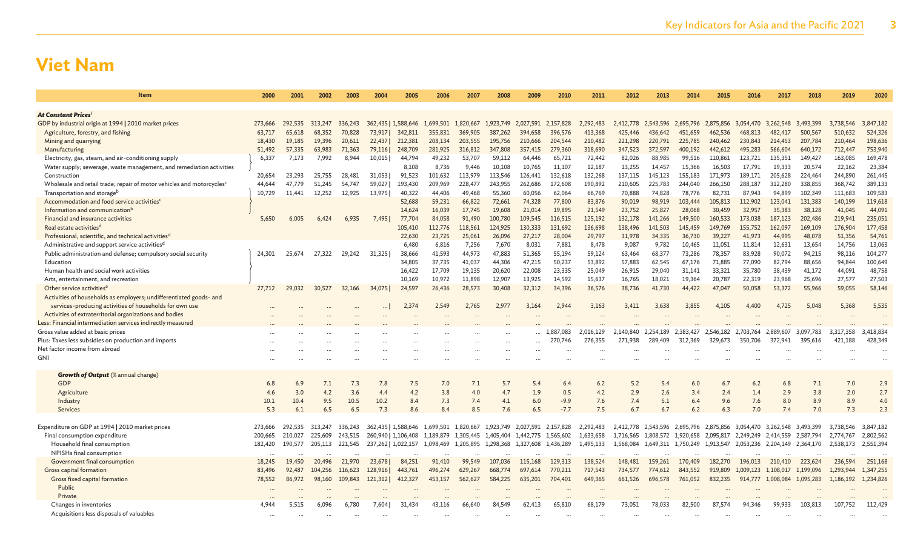# Viet Nam

| Item | 2000 | 2001 | 2002 | 2003 | 2004 | 2005 | 2006 | 2007 | 2008 | 2009 | 2010 | 2011 | 2012 | 2013 | 2014 | 2015 | 2016 | 2017 | 2018 | 2019 | 2020 |
|---|---|---|---|---|---|---|---|---|---|---|---|---|---|---|---|---|---|---|---|---|---|
| ***At Constant Prices***[f] | | | | | | | | | | | | | | | | | | | | | |
| GDP by industrial origin at 1994 \| 2010 market prices | 273,666 | 292,535 | 313,247 | 336,243 | 362,435 \| | 1,588,646 | 1,699,501 | 1,820,667 | 1,923,749 | 2,027,591 | 2,157,828 | 2,292,483 | 2,412,778 | 2,543,596 | 2,695,796 | 2,875,856 | 3,054,470 | 3,262,548 | 3,493,399 | 3,738,546 | 3,847,182 |
| Agriculture, forestry, and fishing | 63,717 | 65,618 | 68,352 | 70,828 | 73,917 \| | 342,811 | 355,831 | 369,905 | 387,262 | 394,658 | 396,576 | 413,368 | 425,446 | 436,642 | 451,659 | 462,536 | 468,813 | 482,417 | 500,567 | 510,632 | 524,326 |
| Mining and quarrying | 18,430 | 19,185 | 19,396 | 20,611 | 22,437 \| | 212,381 | 208,134 | 203,555 | 195,756 | 210,666 | 204,544 | 210,482 | 221,298 | 220,791 | 225,785 | 240,462 | 230,843 | 214,453 | 207,784 | 210,464 | 198,636 |
| Manufacturing | 51,492 | 57,335 | 63,983 | 71,363 | 79,116 \| | 248,709 | 281,925 | 316,812 | 347,808 | 357,415 | 279,360 | 318,690 | 347,523 | 372,597 | 400,192 | 442,612 | 495,283 | 566,604 | 640,172 | 712,447 | 753,940 |
| Electricity, gas, steam, and air-conditioning supply | 6,337 | 7,173 | 7,992 | 8,944 | 10,015 \| | 44,794 | 49,232 | 53,707 | 59,112 | 64,446 | 65,721 | 72,442 | 82,026 | 88,985 | 99,516 | 110,861 | 123,721 | 135,351 | 149,427 | 163,085 | 169,478 |
| Water supply; sewerage, waste management, and remediation activities | | | | | | 8,108 | 8,736 | 9,446 | 10,108 | 10,765 | 11,107 | 12,187 | 13,255 | 14,457 | 15,366 | 16,503 | 17,791 | 19,333 | 20,574 | 22,162 | 23,384 |
| Construction | 20,654 | 23,293 | 25,755 | 28,481 | 31,053 \| | 91,523 | 101,632 | 113,979 | 113,546 | 126,441 | 132,618 | 132,268 | 137,115 | 145,123 | 155,183 | 171,973 | 189,171 | 205,628 | 224,464 | 244,890 | 261,445 |
| Wholesale and retail trade; repair of motor vehicles and motorcycles[c] | 44,644 | 47,779 | 51,245 | 54,747 | 59,027 \| | 193,430 | 209,969 | 228,477 | 243,955 | 262,686 | 172,608 | 190,892 | 210,605 | 225,783 | 244,040 | 266,150 | 288,187 | 312,280 | 338,855 | 368,742 | 389,133 |
| Transportation and storage[b] | 10,729 | 11,441 | 12,252 | 12,925 | 13,975 \| | 40,322 | 44,406 | 49,468 | 55,360 | 60,056 | 62,064 | 66,769 | 70,888 | 74,828 | 78,776 | 82,731 | 87,943 | 94,899 | 102,349 | 111,683 | 109,583 |
| Accommodation and food service activities[c] | | | | | | 52,688 | 59,231 | 66,822 | 72,661 | 74,328 | 77,800 | 83,876 | 90,019 | 98,919 | 103,444 | 105,813 | 112,902 | 123,041 | 131,383 | 140,199 | 119,618 |
| Information and communication[b] | | | | | | 14,624 | 16,039 | 17,745 | 19,608 | 21,014 | 19,895 | 21,549 | 23,752 | 25,827 | 28,068 | 30,459 | 32,957 | 35,383 | 38,128 | 41,045 | 44,091 |
| Financial and insurance activities | 5,650 | 6,005 | 6,424 | 6,935 | 7,495 \| | 77,704 | 84,058 | 91,490 | 100,780 | 109,545 | 116,515 | 125,192 | 132,178 | 141,266 | 149,500 | 160,533 | 173,038 | 187,123 | 202,486 | 219,941 | 235,051 |
| Real estate activities[d] | | | | | | 105,410 | 112,776 | 118,561 | 124,925 | 130,333 | 131,692 | 136,698 | 138,496 | 141,503 | 145,459 | 149,769 | 155,752 | 162,097 | 169,109 | 176,904 | 177,458 |
| Professional, scientific, and technical activities[d] | | | | | | 22,630 | 23,725 | 25,061 | 26,096 | 27,217 | 28,004 | 29,797 | 31,978 | 34,335 | 36,730 | 39,227 | 41,973 | 44,995 | 48,078 | 51,356 | 54,761 |
| Administrative and support service activities[d] | | | | | | 6,480 | 6,816 | 7,256 | 7,670 | 8,031 | 7,881 | 8,478 | 9,087 | 9,782 | 10,465 | 11,051 | 11,814 | 12,631 | 13,654 | 14,756 | 13,063 |
| Public administration and defense; compulsory social security | 24,301 | 25,674 | 27,322 | 29,242 | 31,325 \| | 38,666 | 41,593 | 44,973 | 47,883 | 51,365 | 55,194 | 59,124 | 63,464 | 68,377 | 73,286 | 78,357 | 83,928 | 90,072 | 94,215 | 98,116 | 104,277 |
| Education | | | | | | 34,805 | 37,735 | 41,037 | 44,306 | 47,215 | 50,237 | 53,892 | 57,883 | 62,545 | 67,176 | 71,885 | 77,090 | 82,794 | 88,656 | 94,844 | 100,649 |
| Human health and social work activities | | | | | | 16,422 | 17,709 | 19,135 | 20,620 | 22,008 | 23,335 | 25,049 | 26,915 | 29,040 | 31,141 | 33,321 | 35,780 | 38,439 | 41,172 | 44,091 | 48,758 |
| Arts, entertainment, and recreation | | | | | | 10,169 | 10,972 | 11,898 | 12,907 | 13,925 | 14,592 | 15,637 | 16,765 | 18,021 | 19,364 | 20,787 | 22,319 | 23,968 | 25,696 | 27,577 | 27,503 |
| Other service activities[e] | 27,712 | 29,032 | 30,527 | 32,166 | 34,075 \| | 24,597 | 26,436 | 28,573 | 30,408 | 32,312 | 34,396 | 36,576 | 38,736 | 41,730 | 44,422 | 47,047 | 50,058 | 53,372 | 55,966 | 59,055 | 58,146 |
| Activities of households as employers; undifferentiated goods- and services-producing activities of households for own use | ... | ... | ... | ... | ... \| | 2,374 | 2,549 | 2,765 | 2,977 | 3,164 | 2,944 | 3,163 | 3,411 | 3,638 | 3,855 | 4,105 | 4,400 | 4,725 | 5,048 | 5,368 | 5,535 |
| Activities of extraterritorial organizations and bodies | ... | ... | ... | ... | ... | ... | ... | ... | ... | ... | ... | ... | ... | ... | ... | ... | ... | ... | ... | ... | ... |
| Less: Financial intermediation services indirectly measured | ... | ... | ... | ... | ... | ... | ... | ... | ... | ... | ... | ... | ... | ... | ... | ... | ... | ... | ... | ... | ... |
| Gross value added at basic prices | ... | ... | ... | ... | ... | ... | ... | ... | ... | ... | 1,887,083 | 2,016,129 | 2,140,840 | 2,254,189 | 2,383,427 | 2,546,182 | 2,703,764 | 2,889,607 | 3,097,783 | 3,317,358 | 3,418,834 |
| Plus: Taxes less subsidies on production and imports | ... | ... | ... | ... | ... | ... | ... | ... | ... | ... | 270,746 | 276,355 | 271,938 | 289,409 | 312,369 | 329,673 | 350,706 | 372,941 | 395,616 | 421,188 | 428,349 |
| Net factor income from abroad | ... | ... | ... | ... | ... | ... | ... | ... | ... | ... | ... | ... | ... | ... | ... | ... | ... | ... | ... | ... | ... |
| GNI | ... | ... | ... | ... | ... | ... | ... | ... | ... | ... | ... | ... | ... | ... | ... | ... | ... | ... | ... | ... | ... |
| ***Growth of Output*** (% annual change) | | | | | | | | | | | | | | | | | | | | | |
| GDP | 6.8 | 6.9 | 7.1 | 7.3 | 7.8 | 7.5 | 7.0 | 7.1 | 5.7 | 5.4 | 6.4 | 6.2 | 5.2 | 5.4 | 6.0 | 6.7 | 6.2 | 6.8 | 7.1 | 7.0 | 2.9 |
| Agriculture | 4.6 | 3.0 | 4.2 | 3.6 | 4.4 | 4.2 | 3.8 | 4.0 | 4.7 | 1.9 | 0.5 | 4.2 | 2.9 | 2.6 | 3.4 | 2.4 | 1.4 | 2.9 | 3.8 | 2.0 | 2.7 |
| Industry | 10.1 | 10.4 | 9.5 | 10.5 | 10.2 | 8.4 | 7.3 | 7.4 | 4.1 | 6.0 | -9.9 | 7.6 | 7.4 | 5.1 | 6.4 | 9.6 | 7.6 | 8.0 | 8.9 | 8.9 | 4.0 |
| Services | 5.3 | 6.1 | 6.5 | 6.5 | 7.3 | 8.6 | 8.4 | 8.5 | 7.6 | 6.5 | -7.7 | 7.5 | 6.7 | 6.7 | 6.2 | 6.3 | 7.0 | 7.4 | 7.0 | 7.3 | 2.3 |
| Expenditure on GDP at 1994 \| 2010 market prices | 273,666 | 292,535 | 313,247 | 336,243 | 362,435 \| | 1,588,646 | 1,699,501 | 1,820,667 | 1,923,749 | 2,027,591 | 2,157,828 | 2,292,483 | 2,412,778 | 2,543,596 | 2,695,796 | 2,875,856 | 3,054,470 | 3,262,548 | 3,493,399 | 3,738,546 | 3,847,182 |
| Final consumption expenditure | 200,665 | 210,027 | 225,609 | 243,515 | 260,940 \| | 1,106,408 | 1,189,879 | 1,305,445 | 1,405,404 | 1,442,775 | 1,565,602 | 1,633,658 | 1,716,565 | 1,808,572 | 1,920,658 | 2,095,817 | 2,249,249 | 2,414,559 | 2,587,794 | 2,774,767 | 2,802,562 |
| Household final consumption | 182,420 | 190,577 | 205,113 | 221,545 | 237,262 \| | 1,022,157 | 1,098,469 | 1,205,895 | 1,298,368 | 1,327,608 | 1,436,289 | 1,495,133 | 1,568,084 | 1,649,311 | 1,750,249 | 1,913,547 | 2,053,236 | 2,204,149 | 2,364,170 | 2,538,173 | 2,551,394 |
| NPISHs final consumption | ... | ... | ... | ... | ... | ... | ... | ... | ... | ... | ... | ... | ... | ... | ... | ... | ... | ... | ... | ... | ... |
| Government final consumption | 18,245 | 19,450 | 20,496 | 21,970 | 23,678 \| | 84,251 | 91,410 | 99,549 | 107,036 | 115,168 | 129,313 | 138,524 | 148,481 | 159,261 | 170,409 | 182,270 | 196,013 | 210,410 | 223,624 | 236,594 | 251,168 |
| Gross capital formation | 83,496 | 92,487 | 104,256 | 116,623 | 128,916 \| | 443,761 | 496,274 | 629,267 | 668,774 | 697,614 | 770,211 | 717,543 | 734,577 | 774,612 | 843,552 | 919,809 | 1,009,123 | 1,108,017 | 1,199,096 | 1,293,944 | 1,347,255 |
| Gross fixed capital formation | 78,552 | 86,972 | 98,160 | 109,843 | 121,312 \| | 412,327 | 453,157 | 562,627 | 584,225 | 635,201 | 704,401 | 649,365 | 661,526 | 696,578 | 761,052 | 832,235 | 914,777 | 1,008,084 | 1,095,283 | 1,186,192 | 1,234,826 |
| Public | ... | ... | ... | ... | ... | ... | ... | ... | ... | ... | ... | ... | ... | ... | ... | ... | ... | ... | ... | ... | ... |
| Private | ... | ... | ... | ... | ... | ... | ... | ... | ... | ... | ... | ... | ... | ... | ... | ... | ... | ... | ... | ... | ... |
| Changes in inventories | 4,944 | 5,515 | 6,096 | 6,780 | 7,604 \| | 31,434 | 43,116 | 66,640 | 84,549 | 62,413 | 65,810 | 68,179 | 73,051 | 78,033 | 82,500 | 87,574 | 94,346 | 99,933 | 103,813 | 107,752 | 112,429 |
| Acquisitions less disposals of valuables | ... | ... | ... | ... | ... | ... | ... | ... | ... | ... | ... | ... | ... | ... | ... | ... | ... | ... | ... | ... | ... |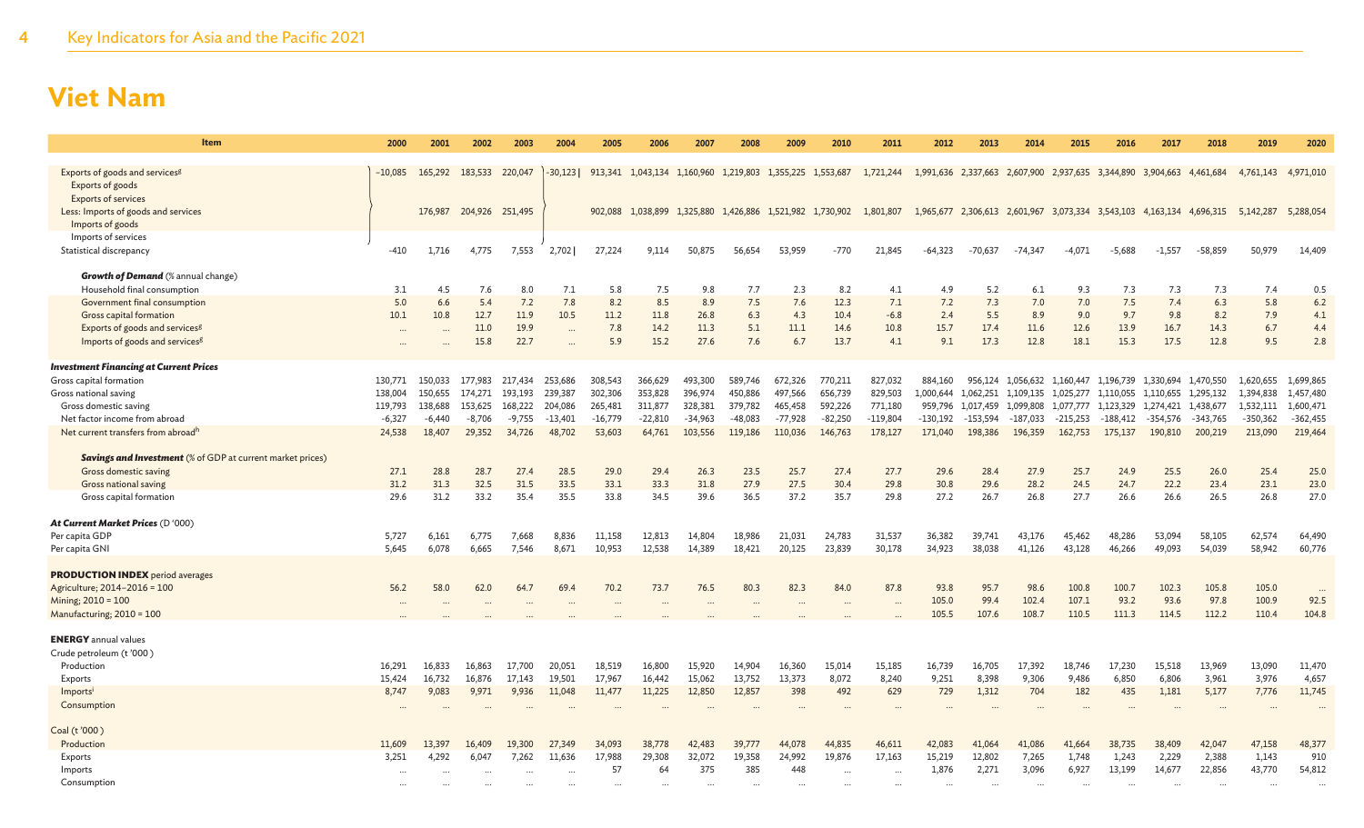# Viet Nam

| Item | 2000 | 2001 | 2002 | 2003 | 2004 | 2005 | 2006 | 2007 | 2008 | 2009 | 2010 | 2011 | 2012 | 2013 | 2014 | 2015 | 2016 | 2017 | 2018 | 2019 | 2020 |
|---|---|---|---|---|---|---|---|---|---|---|---|---|---|---|---|---|---|---|---|---|---|
| Exports of goods and services[g] | −10,085 | 165,292 | 183,533 | 220,047 | −30,123 | 913,341 | 1,043,134 | 1,160,960 | 1,219,803 | 1,355,225 | 1,553,687 | 1,721,244 | 1,991,636 | 2,337,663 | 2,607,900 | 2,937,635 | 3,344,890 | 3,904,663 | 4,461,684 | 4,761,143 | 4,971,010 |
| Exports of goods | | | | | | | | | | | | | | | | | | | | | |
| Exports of services | | | | | | | | | | | | | | | | | | | | | |
| Less: Imports of goods and services | | 176,987 | 204,926 | 251,495 | | 902,088 | 1,038,899 | 1,325,880 | 1,426,886 | 1,521,982 | 1,730,902 | 1,801,807 | 1,965,677 | 2,306,613 | 2,601,967 | 3,073,334 | 3,543,103 | 4,163,134 | 4,696,315 | 5,142,287 | 5,288,054 |
| Imports of goods | | | | | | | | | | | | | | | | | | | | | |
| Imports of services | | | | | | | | | | | | | | | | | | | | | |
| Statistical discrepancy | -410 | 1,716 | 4,775 | 7,553 | 2,702 | 27,224 | 9,114 | 50,875 | 56,654 | 53,959 | -770 | 21,845 | -64,323 | -70,637 | -74,347 | -4,071 | -5,688 | -1,557 | -58,859 | 50,979 | 14,409 |
| ***Growth of Demand*** (% annual change) | | | | | | | | | | | | | | | | | | | | | |
| Household final consumption | 3.1 | 4.5 | 7.6 | 8.0 | 7.1 | 5.8 | 7.5 | 9.8 | 7.7 | 2.3 | 8.2 | 4.1 | 4.9 | 5.2 | 6.1 | 9.3 | 7.3 | 7.3 | 7.3 | 7.4 | 0.5 |
| Government final consumption | 5.0 | 6.6 | 5.4 | 7.2 | 7.8 | 8.2 | 8.5 | 8.9 | 7.5 | 7.6 | 12.3 | 7.1 | 7.2 | 7.3 | 7.0 | 7.0 | 7.5 | 7.4 | 6.3 | 5.8 | 6.2 |
| Gross capital formation | 10.1 | 10.8 | 12.7 | 11.9 | 10.5 | 11.2 | 11.8 | 26.8 | 6.3 | 4.3 | 10.4 | -6.8 | 2.4 | 5.5 | 8.9 | 9.0 | 9.7 | 9.8 | 8.2 | 7.9 | 4.1 |
| Exports of goods and services[g] | ... | ... | 11.0 | 19.9 | ... | 7.8 | 14.2 | 11.3 | 5.1 | 11.1 | 14.6 | 10.8 | 15.7 | 17.4 | 11.6 | 12.6 | 13.9 | 16.7 | 14.3 | 6.7 | 4.4 |
| Imports of goods and services[g] | ... | ... | 15.8 | 22.7 | ... | 5.9 | 15.2 | 27.6 | 7.6 | 6.7 | 13.7 | 4.1 | 9.1 | 17.3 | 12.8 | 18.1 | 15.3 | 17.5 | 12.8 | 9.5 | 2.8 |
| ***Investment Financing at Current Prices*** | | | | | | | | | | | | | | | | | | | | | |
| Gross capital formation | 130,771 | 150,033 | 177,983 | 217,434 | 253,686 | 308,543 | 366,629 | 493,300 | 589,746 | 672,326 | 770,211 | 827,032 | 884,160 | 956,124 | 1,056,632 | 1,160,447 | 1,196,739 | 1,330,694 | 1,470,550 | 1,620,655 | 1,699,865 |
| Gross national saving | 138,004 | 150,655 | 174,271 | 193,193 | 239,387 | 302,306 | 353,828 | 396,974 | 450,886 | 497,566 | 656,739 | 829,503 | 1,000,644 | 1,062,251 | 1,109,135 | 1,025,277 | 1,110,055 | 1,110,655 | 1,295,132 | 1,394,838 | 1,457,480 |
| Gross domestic saving | 119,793 | 138,688 | 153,625 | 168,222 | 204,086 | 265,481 | 311,877 | 328,381 | 379,782 | 465,458 | 592,226 | 771,180 | 959,796 | 1,017,459 | 1,099,808 | 1,077,777 | 1,123,329 | 1,274,421 | 1,438,677 | 1,532,111 | 1,600,471 |
| Net factor income from abroad | -6,327 | -6,440 | -8,706 | -9,755 | -13,401 | -16,779 | -22,810 | -34,963 | -48,083 | -77,928 | -82,250 | -119,804 | -130,192 | -153,594 | -187,033 | -215,253 | -188,412 | -354,576 | -343,765 | -350,362 | -362,455 |
| Net current transfers from abroad[h] | 24,538 | 18,407 | 29,352 | 34,726 | 48,702 | 53,603 | 64,761 | 103,556 | 119,186 | 110,036 | 146,763 | 178,127 | 171,040 | 198,386 | 196,359 | 162,753 | 175,137 | 190,810 | 200,219 | 213,090 | 219,464 |
| ***Savings and Investment*** (% of GDP at current market prices) | | | | | | | | | | | | | | | | | | | | | |
| Gross domestic saving | 27.1 | 28.8 | 28.7 | 27.4 | 28.5 | 29.0 | 29.4 | 26.3 | 23.5 | 25.7 | 27.4 | 27.7 | 29.6 | 28.4 | 27.9 | 25.7 | 24.9 | 25.5 | 26.0 | 25.4 | 25.0 |
| Gross national saving | 31.2 | 31.3 | 32.5 | 31.5 | 33.5 | 33.1 | 33.3 | 31.8 | 27.9 | 27.5 | 30.4 | 29.8 | 30.8 | 29.6 | 28.2 | 24.5 | 24.7 | 22.2 | 23.4 | 23.1 | 23.0 |
| Gross capital formation | 29.6 | 31.2 | 33.2 | 35.4 | 35.5 | 33.8 | 34.5 | 39.6 | 36.5 | 37.2 | 35.7 | 29.8 | 27.2 | 26.7 | 26.8 | 27.7 | 26.6 | 26.6 | 26.5 | 26.8 | 27.0 |
| ***At Current Market Prices*** (D '000) | | | | | | | | | | | | | | | | | | | | | |
| Per capita GDP | 5,727 | 6,161 | 6,775 | 7,668 | 8,836 | 11,158 | 12,813 | 14,804 | 18,986 | 21,031 | 24,783 | 31,537 | 36,382 | 39,741 | 43,176 | 45,462 | 48,286 | 53,094 | 58,105 | 62,574 | 64,490 |
| Per capita GNI | 5,645 | 6,078 | 6,665 | 7,546 | 8,671 | 10,953 | 12,538 | 14,389 | 18,421 | 20,125 | 23,839 | 30,178 | 34,923 | 38,038 | 41,126 | 43,128 | 46,266 | 49,093 | 54,039 | 58,942 | 60,776 |
| **PRODUCTION INDEX** period averages | | | | | | | | | | | | | | | | | | | | | |
| Agriculture; 2014–2016 = 100 | 56.2 | 58.0 | 62.0 | 64.7 | 69.4 | 70.2 | 73.7 | 76.5 | 80.3 | 82.3 | 84.0 | 87.8 | 93.8 | 95.7 | 98.6 | 100.8 | 100.7 | 102.3 | 105.8 | 105.0 | ... |
| Mining; 2010 = 100 | ... | ... | ... | ... | ... | ... | ... | ... | ... | ... | ... | ... | 105.0 | 99.4 | 102.4 | 107.1 | 93.2 | 93.6 | 97.8 | 100.9 | 92.5 |
| Manufacturing; 2010 = 100 | ... | ... | ... | ... | ... | ... | ... | ... | ... | ... | ... | ... | 105.5 | 107.6 | 108.7 | 110.5 | 111.3 | 114.5 | 112.2 | 110.4 | 104.8 |
| **ENERGY** annual values | | | | | | | | | | | | | | | | | | | | | |
| Crude petroleum (t '000 ) | | | | | | | | | | | | | | | | | | | | | |
| Production | 16,291 | 16,833 | 16,863 | 17,700 | 20,051 | 18,519 | 16,800 | 15,920 | 14,904 | 16,360 | 15,014 | 15,185 | 16,739 | 16,705 | 17,392 | 18,746 | 17,230 | 15,518 | 13,969 | 13,090 | 11,470 |
| Exports | 15,424 | 16,732 | 16,876 | 17,143 | 19,501 | 17,967 | 16,442 | 15,062 | 13,752 | 13,373 | 8,072 | 8,240 | 9,251 | 8,398 | 9,306 | 9,486 | 6,850 | 6,806 | 3,961 | 3,976 | 4,657 |
| Imports[i] | 8,747 | 9,083 | 9,971 | 9,936 | 11,048 | 11,477 | 11,225 | 12,850 | 12,857 | 398 | 492 | 629 | 729 | 1,312 | 704 | 182 | 435 | 1,181 | 5,177 | 7,776 | 11,745 |
| Consumption | ... | ... | ... | ... | ... | ... | ... | ... | ... | ... | ... | ... | ... | ... | ... | ... | ... | ... | ... | ... | ... |
| Coal (t '000 ) | | | | | | | | | | | | | | | | | | | | | |
| Production | 11,609 | 13,397 | 16,409 | 19,300 | 27,349 | 34,093 | 38,778 | 42,483 | 39,777 | 44,078 | 44,835 | 46,611 | 42,083 | 41,064 | 41,086 | 41,664 | 38,735 | 38,409 | 42,047 | 47,158 | 48,377 |
| Exports | 3,251 | 4,292 | 6,047 | 7,262 | 11,636 | 17,988 | 29,308 | 32,072 | 19,358 | 24,992 | 19,876 | 17,163 | 15,219 | 12,802 | 7,265 | 1,748 | 1,243 | 2,229 | 2,388 | 1,143 | 910 |
| Imports | ... | ... | ... | ... | ... | 57 | 64 | 375 | 385 | 448 | ... | ... | 1,876 | 2,271 | 3,096 | 6,927 | 13,199 | 14,677 | 22,856 | 43,770 | 54,812 |
| Consumption | ... | ... | ... | ... | ... | ... | ... | ... | ... | ... | ... | ... | ... | ... | ... | ... | ... | ... | ... | ... | ... |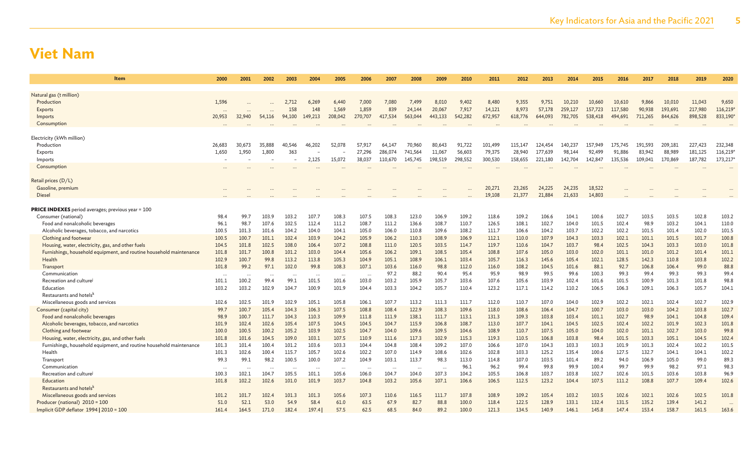# Viet Nam

| Item | 2000 | 2001 | 2002 | 2003 | 2004 | 2005 | 2006 | 2007 | 2008 | 2009 | 2010 | 2011 | 2012 | 2013 | 2014 | 2015 | 2016 | 2017 | 2018 | 2019 | 2020 |
|---|---|---|---|---|---|---|---|---|---|---|---|---|---|---|---|---|---|---|---|---|---|
| Natural gas (t million) | | | | | | | | | | | | | | | | | | | | | |
| Production | 1,596 | … | … | 2,712 | 6,269 | 6,440 | 7,000 | 7,080 | 7,499 | 8,010 | 9,402 | 8,480 | 9,355 | 9,751 | 10,210 | 10,660 | 10,610 | 9,866 | 10,010 | 11,043 | 9,650 |
| Exports | … | … | … | 158 | 148 | 1,569 | 1,859 | 839 | 24,144 | 20,067 | 7,917 | 14,121 | 8,973 | 57,178 | 259,127 | 157,723 | 117,580 | 90,938 | 193,691 | 217,980 | 116,219* |
| Imports | 20,953 | 32,940 | 54,116 | 94,100 | 149,213 | 208,042 | 270,707 | 417,534 | 563,044 | 443,133 | 542,282 | 672,957 | 618,776 | 644,093 | 782,705 | 538,418 | 494,691 | 711,265 | 844,626 | 898,528 | 833,190* |
| Consumption | … | … | … | … | … | … | … | … | … | … | … | … | … | … | … | … | … | … | … | … | … |
| Electricity (kWh million) | | | | | | | | | | | | | | | | | | | | | |
| Production | 26,683 | 30,673 | 35,888 | 40,546 | 46,202 | 52,078 | 57,917 | 64,147 | 70,960 | 80,643 | 91,722 | 101,499 | 115,147 | 124,454 | 140,237 | 157,949 | 175,745 | 191,593 | 209,181 | 227,423 | 232,348 |
| Exports | 1,650 | 1,950 | 1,800 | 363 | – | – | 27,296 | 286,074 | 741,564 | 11,067 | 56,603 | 79,375 | 28,940 | 177,639 | 98,144 | 92,499 | 91,886 | 83,942 | 88,989 | 181,125 | 116,219* |
| Imports | – | – | – | – | 2,125 | 15,072 | 38,037 | 110,670 | 145,745 | 198,519 | 298,552 | 300,530 | 158,655 | 221,180 | 142,704 | 142,847 | 135,536 | 109,041 | 170,869 | 187,782 | 173,217* |
| Consumption | … | … | … | … | … | … | … | … | … | … | … | … | … | … | … | … | … | … | … | … | … |
| Retail prices (D/L) | | | | | | | | | | | | | | | | | | | | | |
| Gasoline, premium | … | … | … | … | … | … | … | … | … | … | … | 20,271 | 23,265 | 24,225 | 24,235 | 18,522 | … | … | … | … | … |
| Diesel | … | … | … | … | … | … | … | … | … | … | … | 19,108 | 21,377 | 21,884 | 21,633 | 14,803 | … | … | … | … | … |
| **PRICE INDEXES** period averages; previous year = 100 | | | | | | | | | | | | | | | | | | | | | |
| Consumer (national) | 98.4 | 99.7 | 103.9 | 103.2 | 107.7 | 108.3 | 107.5 | 108.3 | 123.0 | 106.9 | 109.2 | 118.6 | 109.2 | 106.6 | 104.1 | 100.6 | 102.7 | 103.5 | 103.5 | 102.8 | 103.2 |
| Food and nonalcoholic beverages | 96.1 | 98.7 | 107.6 | 102.5 | 112.4 | 111.2 | 108.7 | 111.2 | 136.6 | 108.7 | 110.7 | 126.5 | 108.1 | 102.7 | 104.0 | 101.5 | 102.4 | 98.9 | 103.2 | 104.1 | 110.0 |
| Alcoholic beverages, tobacco, and narcotics | 100.5 | 101.3 | 101.6 | 104.2 | 104.0 | 104.1 | 105.0 | 106.0 | 110.8 | 109.6 | 108.2 | 111.7 | 106.6 | 104.2 | 103.7 | 102.2 | 102.2 | 101.5 | 101.4 | 102.0 | 101.5 |
| Clothing and footwear | 100.5 | 100.7 | 101.1 | 102.4 | 103.9 | 104.2 | 105.9 | 106.2 | 110.3 | 108.9 | 106.9 | 112.1 | 110.0 | 107.9 | 104.3 | 103.3 | 102.1 | 101.1 | 101.5 | 101.7 | 100.8 |
| Housing, water, electricity, gas, and other fuels | 104.5 | 101.8 | 102.5 | 108.0 | 106.4 | 107.2 | 108.8 | 111.0 | 120.5 | 103.5 | 114.7 | 119.7 | 110.6 | 104.7 | 103.7 | 98.4 | 102.5 | 104.3 | 103.3 | 103.0 | 101.8 |
| Furnishings, household equipment, and routine household maintenance | 101.8 | 101.7 | 100.8 | 101.2 | 103.0 | 104.4 | 105.6 | 106.2 | 109.1 | 108.5 | 105.4 | 108.8 | 107.6 | 105.0 | 103.0 | 102.0 | 101.1 | 101.0 | 101.2 | 101.4 | 101.1 |
| Health | 102.9 | 100.7 | 99.8 | 113.2 | 113.8 | 105.3 | 104.9 | 105.1 | 108.9 | 106.1 | 103.4 | 105.7 | 116.3 | 145.6 | 105.4 | 102.1 | 128.5 | 142.3 | 110.8 | 103.8 | 102.2 |
| Transport | 101.8 | 99.2 | 97.1 | 102.0 | 99.8 | 108.3 | 107.1 | 103.6 | 116.0 | 98.8 | 112.0 | 116.0 | 108.2 | 104.5 | 101.6 | 88.1 | 92.7 | 106.8 | 106.4 | 99.0 | 88.8 |
| Communication | … | … | … | … | … | … | … | 97.2 | 88.2 | 90.4 | 95.4 | 95.9 | 98.9 | 99.5 | 99.6 | 100.3 | 99.3 | 99.4 | 99.3 | 99.3 | 99.4 |
| Recreation and culture[j] | 101.1 | 100.2 | 99.4 | 99.1 | 101.5 | 101.6 | 103.0 | 103.2 | 105.9 | 105.7 | 103.6 | 107.6 | 105.6 | 103.9 | 102.4 | 101.6 | 101.5 | 100.9 | 101.3 | 101.8 | 98.8 |
| Education | 103.2 | 103.2 | 102.9 | 104.7 | 100.9 | 101.9 | 104.4 | 103.3 | 104.2 | 105.7 | 110.4 | 123.2 | 117.1 | 114.2 | 110.2 | 106.5 | 106.3 | 109.1 | 106.3 | 105.7 | 104.1 |
| Restaurants and hotels[k] | | | | | | | | | | | | | | | | | | | | | |
| Miscellaneous goods and services | 102.6 | 102.5 | 101.9 | 102.9 | 105.1 | 105.8 | 106.1 | 107.7 | 113.2 | 111.3 | 111.7 | 112.0 | 110.7 | 107.0 | 104.0 | 102.9 | 102.2 | 102.1 | 102.4 | 102.7 | 102.9 |
| Consumer (capital city) | 99.7 | 100.7 | 105.4 | 104.3 | 106.3 | 107.5 | 108.8 | 108.4 | 122.9 | 108.3 | 109.6 | 118.0 | 108.6 | 106.4 | 104.7 | 100.7 | 103.0 | 103.0 | 104.2 | 103.8 | 102.7 |
| Food and nonalcoholic beverages | 98.9 | 100.7 | 111.7 | 104.3 | 110.3 | 109.9 | 111.8 | 111.9 | 138.1 | 111.7 | 113.1 | 131.3 | 109.3 | 103.8 | 103.4 | 101.1 | 102.7 | 98.9 | 104.1 | 104.8 | 109.4 |
| Alcoholic beverages, tobacco, and narcotics | 101.9 | 102.4 | 102.6 | 105.4 | 107.5 | 104.5 | 104.5 | 104.7 | 115.9 | 106.8 | 108.7 | 113.0 | 107.7 | 104.1 | 104.5 | 102.5 | 102.4 | 102.2 | 101.9 | 102.3 | 101.8 |
| Clothing and footwear | 100.0 | 100.5 | 100.2 | 105.2 | 103.9 | 102.5 | 104.7 | 104.0 | 109.6 | 109.5 | 104.6 | 108.9 | 110.7 | 107.5 | 105.0 | 104.0 | 102.0 | 101.1 | 102.7 | 103.0 | 99.8 |
| Housing, water, electricity, gas, and other fuels | 101.8 | 101.6 | 104.5 | 109.0 | 103.1 | 107.5 | 110.9 | 111.6 | 117.3 | 102.9 | 115.3 | 119.3 | 110.5 | 106.8 | 103.8 | 98.4 | 101.5 | 103.3 | 105.1 | 104.5 | 102.4 |
| Furnishings, household equipment, and routine household maintenance | 101.3 | 101.4 | 100.4 | 101.2 | 103.6 | 103.3 | 104.4 | 104.8 | 108.4 | 109.2 | 107.0 | 106.6 | 107.0 | 104.3 | 103.3 | 103.3 | 101.9 | 101.3 | 102.4 | 102.2 | 101.5 |
| Health | 101.3 | 102.6 | 100.4 | 115.7 | 105.7 | 102.6 | 102.2 | 107.0 | 114.9 | 108.6 | 102.6 | 102.8 | 103.3 | 125.2 | 135.4 | 100.6 | 127.5 | 132.7 | 104.1 | 104.1 | 102.2 |
| Transport | 99.3 | 99.1 | 98.2 | 100.5 | 100.0 | 107.2 | 104.9 | 103.1 | 113.7 | 98.3 | 113.0 | 114.8 | 107.0 | 103.5 | 101.4 | 89.2 | 94.0 | 106.9 | 105.0 | 99.0 | 89.3 |
| Communication | … | … | … | … | … | … | … | … | … | … | 96.1 | 96.2 | 99.4 | 99.8 | 99.9 | 100.4 | 99.7 | 99.9 | 98.2 | 97.1 | 98.3 |
| Recreation and culture[j] | 100.3 | 102.1 | 104.7 | 105.5 | 101.1 | 105.6 | 106.0 | 104.7 | 104.0 | 107.3 | 104.2 | 105.5 | 106.8 | 103.7 | 103.8 | 102.7 | 102.6 | 101.5 | 103.6 | 103.8 | 96.9 |
| Education | 101.8 | 102.2 | 102.6 | 101.0 | 101.9 | 103.7 | 104.8 | 103.2 | 105.6 | 107.1 | 106.6 | 106.5 | 112.5 | 123.2 | 104.4 | 107.5 | 111.2 | 108.8 | 107.7 | 109.4 | 102.6 |
| Restaurants and hotels[k] | | | | | | | | | | | | | | | | | | | | | |
| Miscellaneous goods and services | 101.2 | 101.7 | 102.4 | 101.3 | 101.3 | 105.6 | 107.3 | 110.6 | 116.5 | 111.7 | 107.8 | 108.9 | 109.2 | 105.4 | 103.2 | 103.5 | 102.6 | 102.1 | 102.6 | 102.5 | 101.8 |
| Producer (national) 2010 = 100 | 51.0 | 52.1 | 53.0 | 54.9 | 58.4 | 61.0 | 63.5 | 67.9 | 82.7 | 88.8 | 100.0 | 118.4 | 122.5 | 128.9 | 133.1 | 132.4 | 131.5 | 135.2 | 139.4 | 141.2 | … |
| Implicit GDP deflator 1994 \| 2010 = 100 | 161.4 | 164.5 | 171.0 | 182.4 | 197.4 \| | 57.5 | 62.5 | 68.5 | 84.0 | 89.2 | 100.0 | 121.3 | 134.5 | 140.9 | 146.1 | 145.8 | 147.4 | 153.4 | 158.7 | 161.5 | 163.6 |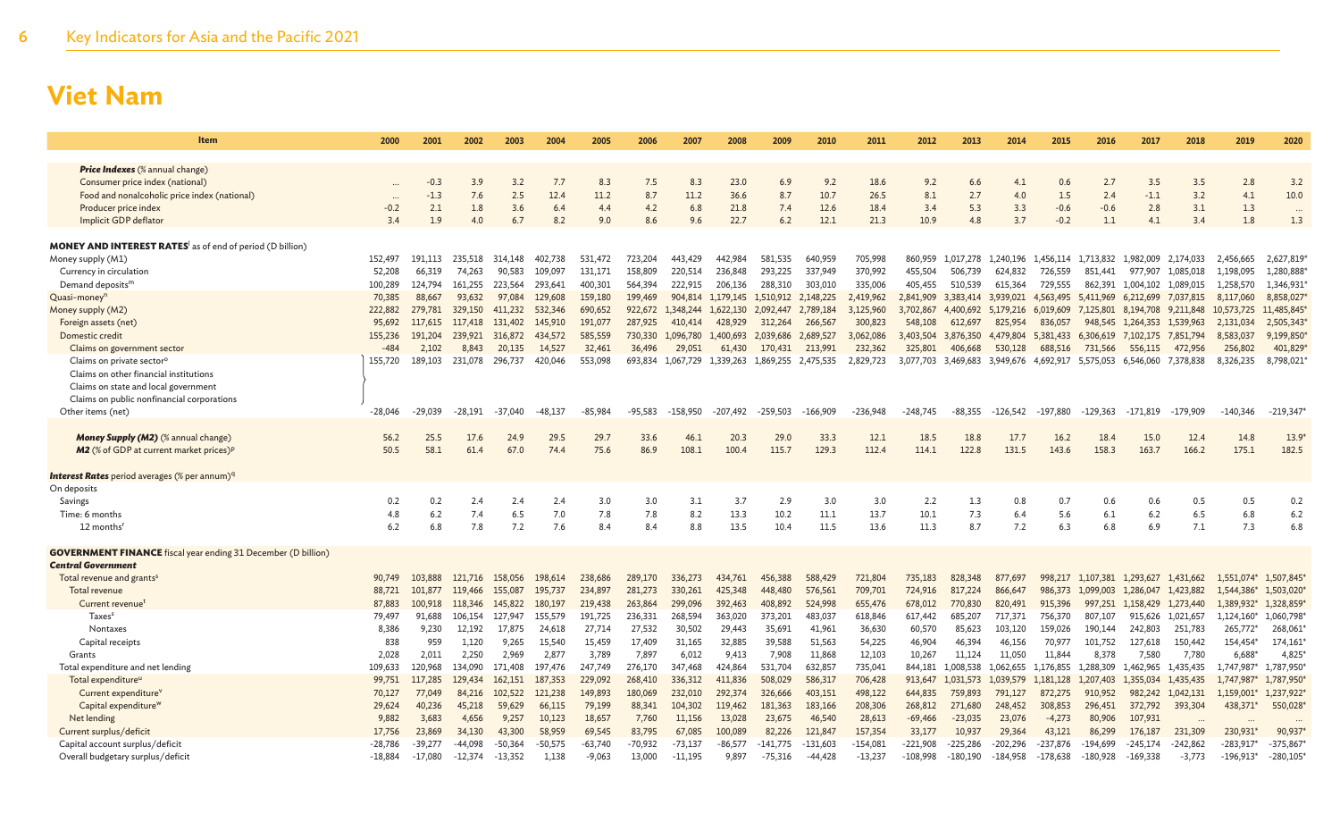# Viet Nam

| Item | 2000 | 2001 | 2002 | 2003 | 2004 | 2005 | 2006 | 2007 | 2008 | 2009 | 2010 | 2011 | 2012 | 2013 | 2014 | 2015 | 2016 | 2017 | 2018 | 2019 | 2020 |
|---|---|---|---|---|---|---|---|---|---|---|---|---|---|---|---|---|---|---|---|---|---|
| ***Price Indexes*** (% annual change) | | | | | | | | | | | | | | | | | | | | | |
| Consumer price index (national) | ... | -0.3 | 3.9 | 3.2 | 7.7 | 8.3 | 7.5 | 8.3 | 23.0 | 6.9 | 9.2 | 18.6 | 9.2 | 6.6 | 4.1 | 0.6 | 2.7 | 3.5 | 3.5 | 2.8 | 3.2 |
| Food and nonalcoholic price index (national) | ... | -1.3 | 7.6 | 2.5 | 12.4 | 11.2 | 8.7 | 11.2 | 36.6 | 8.7 | 10.7 | 26.5 | 8.1 | 2.7 | 4.0 | 1.5 | 2.4 | -1.1 | 3.2 | 4.1 | 10.0 |
| Producer price index | -0.2 | 2.1 | 1.8 | 3.6 | 6.4 | 4.4 | 4.2 | 6.8 | 21.8 | 7.4 | 12.6 | 18.4 | 3.4 | 5.3 | 3.3 | -0.6 | -0.6 | 2.8 | 3.1 | 1.3 | ... |
| Implicit GDP deflator | 3.4 | 1.9 | 4.0 | 6.7 | 8.2 | 9.0 | 8.6 | 9.6 | 22.7 | 6.2 | 12.1 | 21.3 | 10.9 | 4.8 | 3.7 | -0.2 | 1.1 | 4.1 | 3.4 | 1.8 | 1.3 |
| **MONEY AND INTEREST RATES**[l] as of end of period (D billion) | | | | | | | | | | | | | | | | | | | | | |
| Money supply (M1) | 152,497 | 191,113 | 235,518 | 314,148 | 402,738 | 531,472 | 723,204 | 443,429 | 442,984 | 581,535 | 640,959 | 705,998 | 860,959 | 1,017,278 | 1,240,196 | 1,456,114 | 1,713,832 | 1,982,009 | 2,174,033 | 2,456,665 | 2,627,819* |
| Currency in circulation | 52,208 | 66,319 | 74,263 | 90,583 | 109,097 | 131,171 | 158,809 | 220,514 | 236,848 | 293,225 | 337,949 | 370,992 | 455,504 | 506,739 | 624,832 | 726,559 | 851,441 | 977,907 | 1,085,018 | 1,198,095 | 1,280,888* |
| Demand deposits[m] | 100,289 | 124,794 | 161,255 | 223,564 | 293,641 | 400,301 | 564,394 | 222,915 | 206,136 | 288,310 | 303,010 | 335,006 | 405,455 | 510,539 | 615,364 | 729,555 | 862,391 | 1,004,102 | 1,089,015 | 1,258,570 | 1,346,931* |
| Quasi-money[n] | 70,385 | 88,667 | 93,632 | 97,084 | 129,608 | 159,180 | 199,469 | 904,814 | 1,179,145 | 1,510,912 | 2,148,225 | 2,419,962 | 2,841,909 | 3,383,414 | 3,939,021 | 4,563,495 | 5,411,969 | 6,212,699 | 7,037,815 | 8,117,060 | 8,858,027* |
| Money supply (M2) | 222,882 | 279,781 | 329,150 | 411,232 | 532,346 | 690,652 | 922,672 | 1,348,244 | 1,622,130 | 2,092,447 | 2,789,184 | 3,125,960 | 3,702,867 | 4,400,692 | 5,179,216 | 6,019,609 | 7,125,801 | 8,194,708 | 9,211,848 | 10,573,725 | 11,485,845* |
| Foreign assets (net) | 95,692 | 117,615 | 117,418 | 131,402 | 145,910 | 191,077 | 287,925 | 410,414 | 428,929 | 312,264 | 266,567 | 300,823 | 548,108 | 612,697 | 825,954 | 836,057 | 948,545 | 1,264,353 | 1,539,963 | 2,131,034 | 2,505,343* |
| Domestic credit | 155,236 | 191,204 | 239,921 | 316,872 | 434,572 | 585,559 | 730,330 | 1,096,780 | 1,400,693 | 2,039,686 | 2,689,527 | 3,062,086 | 3,403,504 | 3,876,350 | 4,479,804 | 5,381,433 | 6,306,619 | 7,102,175 | 7,851,794 | 8,583,037 | 9,199,850* |
| Claims on government sector | -484 | 2,102 | 8,843 | 20,135 | 14,527 | 32,461 | 36,496 | 29,051 | 61,430 | 170,431 | 213,991 | 232,362 | 325,801 | 406,668 | 530,128 | 688,516 | 731,566 | 556,115 | 472,956 | 256,802 | 401,829* |
| Claims on private sector[o] (incl. Claims on other financial institutions; Claims on state and local government; Claims on public nonfinancial corporations) | 155,720 | 189,103 | 231,078 | 296,737 | 420,046 | 553,098 | 693,834 | 1,067,729 | 1,339,263 | 1,869,255 | 2,475,535 | 2,829,723 | 3,077,703 | 3,469,683 | 3,949,676 | 4,692,917 | 5,575,053 | 6,546,060 | 7,378,838 | 8,326,235 | 8,798,021* |
| Other items (net) | -28,046 | -29,039 | -28,191 | -37,040 | -48,137 | -85,984 | -95,583 | -158,950 | -207,492 | -259,503 | -166,909 | -236,948 | -248,745 | -88,355 | -126,542 | -197,880 | -129,363 | -171,819 | -179,909 | -140,346 | -219,347* |
| ***Money Supply (M2)*** (% annual change) | 56.2 | 25.5 | 17.6 | 24.9 | 29.5 | 29.7 | 33.6 | 46.1 | 20.3 | 29.0 | 33.3 | 12.1 | 18.5 | 18.8 | 17.7 | 16.2 | 18.4 | 15.0 | 12.4 | 14.8 | 13.9* |
| ***M2*** (% of GDP at current market prices)[p] | 50.5 | 58.1 | 61.4 | 67.0 | 74.4 | 75.6 | 86.9 | 108.1 | 100.4 | 115.7 | 129.3 | 112.4 | 114.1 | 122.8 | 131.5 | 143.6 | 158.3 | 163.7 | 166.2 | 175.1 | 182.5 |
| ***Interest Rates*** period averages (% per annum)[q] | | | | | | | | | | | | | | | | | | | | | |
| On deposits | | | | | | | | | | | | | | | | | | | | | |
| Savings | 0.2 | 0.2 | 2.4 | 2.4 | 2.4 | 3.0 | 3.0 | 3.1 | 3.7 | 2.9 | 3.0 | 3.0 | 2.2 | 1.3 | 0.8 | 0.7 | 0.6 | 0.6 | 0.5 | 0.5 | 0.2 |
| Time: 6 months | 4.8 | 6.2 | 7.4 | 6.5 | 7.0 | 7.8 | 7.8 | 8.2 | 13.3 | 10.2 | 11.1 | 13.7 | 10.1 | 7.3 | 6.4 | 5.6 | 6.1 | 6.2 | 6.5 | 6.8 | 6.2 |
| 12 months[r] | 6.2 | 6.8 | 7.8 | 7.2 | 7.6 | 8.4 | 8.4 | 8.8 | 13.5 | 10.4 | 11.5 | 13.6 | 11.3 | 8.7 | 7.2 | 6.3 | 6.8 | 6.9 | 7.1 | 7.3 | 6.8 |
| **GOVERNMENT FINANCE** fiscal year ending 31 December (D billion) | | | | | | | | | | | | | | | | | | | | | |
| ***Central Government*** | | | | | | | | | | | | | | | | | | | | | |
| Total revenue and grants[s] | 90,749 | 103,888 | 121,716 | 158,056 | 198,614 | 238,686 | 289,170 | 336,273 | 434,761 | 456,388 | 588,429 | 721,804 | 735,183 | 828,348 | 877,697 | 998,217 | 1,107,381 | 1,293,627 | 1,431,662 | 1,551,074* | 1,507,845* |
| Total revenue | 88,721 | 101,877 | 119,466 | 155,087 | 195,737 | 234,897 | 281,273 | 330,261 | 425,348 | 448,480 | 576,561 | 709,701 | 724,916 | 817,224 | 866,647 | 986,373 | 1,099,003 | 1,286,047 | 1,423,882 | 1,544,386* | 1,503,020* |
| Current revenue[t] | 87,883 | 100,918 | 118,346 | 145,822 | 180,197 | 219,438 | 263,864 | 299,096 | 392,463 | 408,892 | 524,998 | 655,476 | 678,012 | 770,830 | 820,491 | 915,396 | 997,251 | 1,158,429 | 1,273,440 | 1,389,932* | 1,328,859* |
| Taxes[s] | 79,497 | 91,688 | 106,154 | 127,947 | 155,579 | 191,725 | 236,331 | 268,594 | 363,020 | 373,201 | 483,037 | 618,846 | 617,442 | 685,207 | 717,371 | 756,370 | 807,107 | 915,626 | 1,021,657 | 1,124,160* | 1,060,798* |
| Nontaxes | 8,386 | 9,230 | 12,192 | 17,875 | 24,618 | 27,714 | 27,532 | 30,502 | 29,443 | 35,691 | 41,961 | 36,630 | 60,570 | 85,623 | 103,120 | 159,026 | 190,144 | 242,803 | 251,783 | 265,772* | 268,061* |
| Capital receipts | 838 | 959 | 1,120 | 9,265 | 15,540 | 15,459 | 17,409 | 31,165 | 32,885 | 39,588 | 51,563 | 54,225 | 46,904 | 46,394 | 46,156 | 70,977 | 101,752 | 127,618 | 150,442 | 154,454* | 174,161* |
| Grants | 2,028 | 2,011 | 2,250 | 2,969 | 2,877 | 3,789 | 7,897 | 6,012 | 9,413 | 7,908 | 11,868 | 12,103 | 10,267 | 11,124 | 11,050 | 11,844 | 8,378 | 7,580 | 7,780 | 6,688* | 4,825* |
| Total expenditure and net lending | 109,633 | 120,968 | 134,090 | 171,408 | 197,476 | 247,749 | 276,170 | 347,468 | 424,864 | 531,704 | 632,857 | 735,041 | 844,181 | 1,008,538 | 1,062,655 | 1,176,855 | 1,288,309 | 1,462,965 | 1,435,435 | 1,747,987* | 1,787,950* |
| Total expenditure[u] | 99,751 | 117,285 | 129,434 | 162,151 | 187,353 | 229,092 | 268,410 | 336,312 | 411,836 | 508,029 | 586,317 | 706,428 | 913,647 | 1,031,573 | 1,039,579 | 1,181,128 | 1,207,403 | 1,355,034 | 1,435,435 | 1,747,987* | 1,787,950* |
| Current expenditure[v] | 70,127 | 77,049 | 84,216 | 102,522 | 121,238 | 149,893 | 180,069 | 232,010 | 292,374 | 326,666 | 403,151 | 498,122 | 644,835 | 759,893 | 791,127 | 872,275 | 910,952 | 982,242 | 1,042,131 | 1,159,001* | 1,237,922* |
| Capital expenditure[w] | 29,624 | 40,236 | 45,218 | 59,629 | 66,115 | 79,199 | 88,341 | 104,302 | 119,462 | 181,363 | 183,166 | 208,306 | 268,812 | 271,680 | 248,452 | 308,853 | 296,451 | 372,792 | 393,304 | 438,371* | 550,028* |
| Net lending | 9,882 | 3,683 | 4,656 | 9,257 | 10,123 | 18,657 | 7,760 | 11,156 | 13,028 | 23,675 | 46,540 | 28,613 | -69,466 | -23,035 | 23,076 | -4,273 | 80,906 | 107,931 | ... | ... | ... |
| Current surplus/deficit | 17,756 | 23,869 | 34,130 | 43,300 | 58,959 | 69,545 | 83,795 | 67,085 | 100,089 | 82,226 | 121,847 | 157,354 | 33,177 | 10,937 | 29,364 | 43,121 | 86,299 | 176,187 | 231,309 | 230,931* | 90,937* |
| Capital account surplus/deficit | -28,786 | -39,277 | -44,098 | -50,364 | -50,575 | -63,740 | -70,932 | -73,137 | -86,577 | -141,775 | -131,603 | -154,081 | -221,908 | -225,286 | -202,296 | -237,876 | -194,699 | -245,174 | -242,862 | -283,917* | -375,867* |
| Overall budgetary surplus/deficit | -18,884 | -17,080 | -12,374 | -13,352 | 1,138 | -9,063 | 13,000 | -11,195 | 9,897 | -75,316 | -44,428 | -13,237 | -108,998 | -180,190 | -184,958 | -178,638 | -180,928 | -169,338 | -3,773 | -196,913* | -280,105* |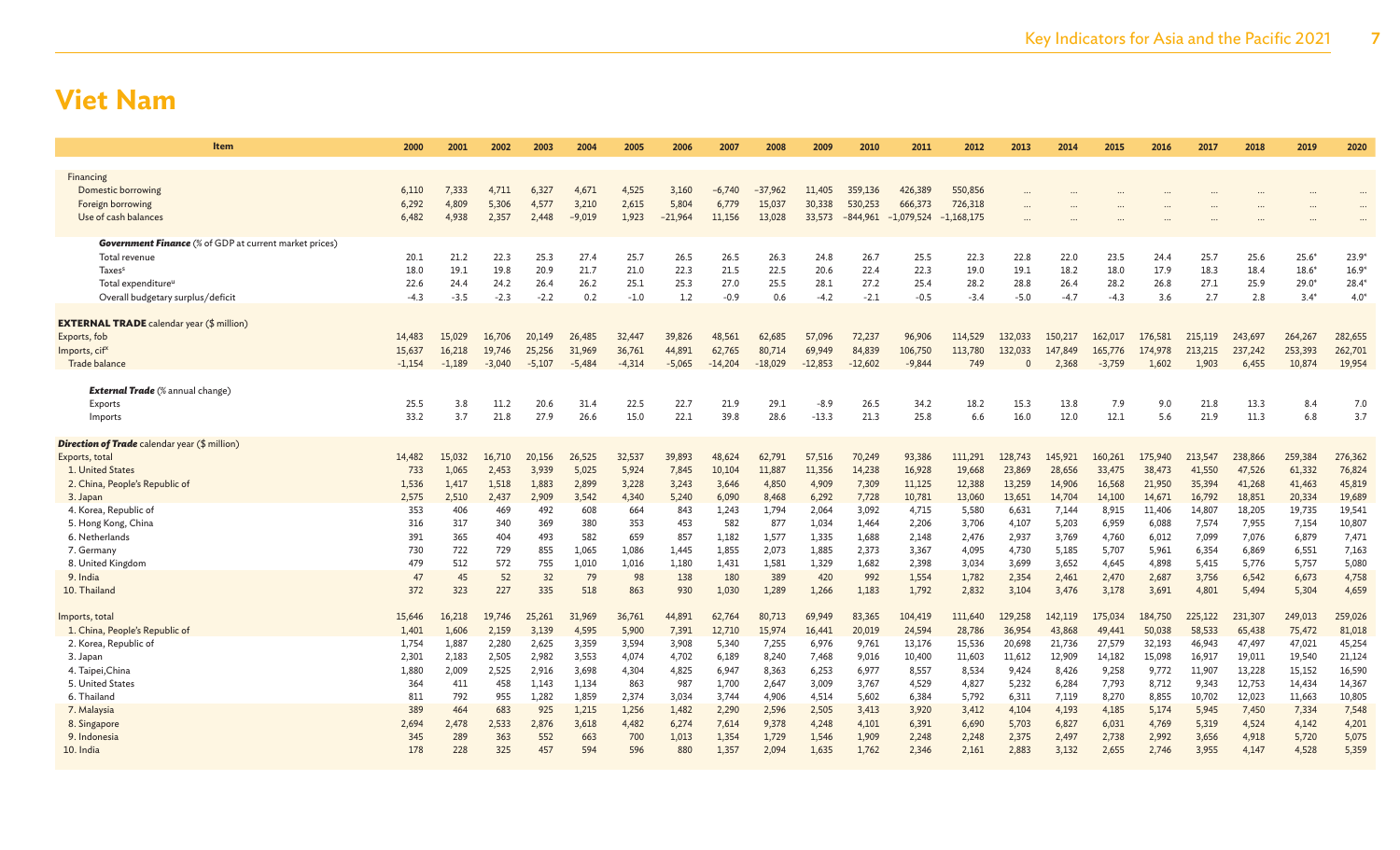# Viet Nam

| Item | 2000 | 2001 | 2002 | 2003 | 2004 | 2005 | 2006 | 2007 | 2008 | 2009 | 2010 | 2011 | 2012 | 2013 | 2014 | 2015 | 2016 | 2017 | 2018 | 2019 | 2020 |
|---|---|---|---|---|---|---|---|---|---|---|---|---|---|---|---|---|---|---|---|---|---|
| Financing | | | | | | | | | | | | | | | | | | | | | |
| Domestic borrowing | 6,110 | 7,333 | 4,711 | 6,327 | 4,671 | 4,525 | 3,160 | –6,740 | –37,962 | 11,405 | 359,136 | 426,389 | 550,856 | ... | ... | ... | ... | ... | ... | ... | ... |
| Foreign borrowing | 6,292 | 4,809 | 5,306 | 4,577 | 3,210 | 2,615 | 5,804 | 6,779 | 15,037 | 30,338 | 530,253 | 666,373 | 726,318 | ... | ... | ... | ... | ... | ... | ... | ... |
| Use of cash balances | 6,482 | 4,938 | 2,357 | 2,448 | –9,019 | 1,923 | –21,964 | 11,156 | 13,028 | 33,573 | –844,961 | –1,079,524 | –1,168,175 | ... | ... | ... | ... | ... | ... | ... | ... |
| ***Government Finance*** (% of GDP at current market prices) | | | | | | | | | | | | | | | | | | | | | |
| Total revenue | 20.1 | 21.2 | 22.3 | 25.3 | 27.4 | 25.7 | 26.5 | 26.5 | 26.3 | 24.8 | 26.7 | 25.5 | 22.3 | 22.8 | 22.0 | 23.5 | 24.4 | 25.7 | 25.6 | 25.6[e] | 23.9[e] |
| Taxes[s] | 18.0 | 19.1 | 19.8 | 20.9 | 21.7 | 21.0 | 22.3 | 21.5 | 22.5 | 20.6 | 22.4 | 22.3 | 19.0 | 19.1 | 18.2 | 18.0 | 17.9 | 18.3 | 18.4 | 18.6[e] | 16.9[e] |
| Total expenditure[u] | 22.6 | 24.4 | 24.2 | 26.4 | 26.2 | 25.1 | 25.3 | 27.0 | 25.5 | 28.1 | 27.2 | 25.4 | 28.2 | 28.8 | 26.4 | 28.2 | 26.8 | 27.1 | 25.9 | 29.0[e] | 28.4[e] |
| Overall budgetary surplus/deficit | –4.3 | –3.5 | –2.3 | –2.2 | 0.2 | –1.0 | 1.2 | –0.9 | 0.6 | –4.2 | –2.1 | –0.5 | –3.4 | –5.0 | –4.7 | –4.3 | 3.6 | 2.7 | 2.8 | 3.4[e] | 4.0[e] |
| **EXTERNAL TRADE** calendar year ($ million) | | | | | | | | | | | | | | | | | | | | | |
| Exports, fob | 14,483 | 15,029 | 16,706 | 20,149 | 26,485 | 32,447 | 39,826 | 48,561 | 62,685 | 57,096 | 72,237 | 96,906 | 114,529 | 132,033 | 150,217 | 162,017 | 176,581 | 215,119 | 243,697 | 264,267 | 282,655 |
| Imports, cif[x] | 15,637 | 16,218 | 19,746 | 25,256 | 31,969 | 36,761 | 44,891 | 62,765 | 80,714 | 69,949 | 84,839 | 106,750 | 113,780 | 132,033 | 147,849 | 165,776 | 174,978 | 213,215 | 237,242 | 253,393 | 262,701 |
| Trade balance | –1,154 | –1,189 | –3,040 | –5,107 | –5,484 | –4,314 | –5,065 | –14,204 | –18,029 | –12,853 | –12,602 | –9,844 | 749 | 0 | 2,368 | –3,759 | 1,602 | 1,903 | 6,455 | 10,874 | 19,954 |
| ***External Trade*** (% annual change) | | | | | | | | | | | | | | | | | | | | | |
| Exports | 25.5 | 3.8 | 11.2 | 20.6 | 31.4 | 22.5 | 22.7 | 21.9 | 29.1 | –8.9 | 26.5 | 34.2 | 18.2 | 15.3 | 13.8 | 7.9 | 9.0 | 21.8 | 13.3 | 8.4 | 7.0 |
| Imports | 33.2 | 3.7 | 21.8 | 27.9 | 26.6 | 15.0 | 22.1 | 39.8 | 28.6 | –13.3 | 21.3 | 25.8 | 6.6 | 16.0 | 12.0 | 12.1 | 5.6 | 21.9 | 11.3 | 6.8 | 3.7 |
| ***Direction of Trade*** calendar year ($ million) | | | | | | | | | | | | | | | | | | | | | |
| Exports, total | 14,482 | 15,032 | 16,710 | 20,156 | 26,525 | 32,537 | 39,893 | 48,624 | 62,791 | 57,516 | 70,249 | 93,386 | 111,291 | 128,743 | 145,921 | 160,261 | 175,940 | 213,547 | 238,866 | 259,384 | 276,362 |
| 1. United States | 733 | 1,065 | 2,453 | 3,939 | 5,025 | 5,924 | 7,845 | 10,104 | 11,887 | 11,356 | 14,238 | 16,928 | 19,668 | 23,869 | 28,656 | 33,475 | 38,473 | 41,550 | 47,526 | 61,332 | 76,824 |
| 2. China, People's Republic of | 1,536 | 1,417 | 1,518 | 1,883 | 2,899 | 3,228 | 3,243 | 3,646 | 4,850 | 4,909 | 7,309 | 11,125 | 12,388 | 13,259 | 14,906 | 16,568 | 21,950 | 35,394 | 41,268 | 41,463 | 45,819 |
| 3. Japan | 2,575 | 2,510 | 2,437 | 2,909 | 3,542 | 4,340 | 5,240 | 6,090 | 8,468 | 6,292 | 7,728 | 10,781 | 13,060 | 13,651 | 14,704 | 14,100 | 14,671 | 16,792 | 18,851 | 20,334 | 19,689 |
| 4. Korea, Republic of | 353 | 406 | 469 | 492 | 608 | 664 | 843 | 1,243 | 1,794 | 2,064 | 3,092 | 4,715 | 5,580 | 6,631 | 7,144 | 8,915 | 11,406 | 14,807 | 18,205 | 19,735 | 19,541 |
| 5. Hong Kong, China | 316 | 317 | 340 | 369 | 380 | 353 | 453 | 582 | 877 | 1,034 | 1,464 | 2,206 | 3,706 | 4,107 | 5,203 | 6,959 | 6,088 | 7,574 | 7,955 | 7,154 | 10,807 |
| 6. Netherlands | 391 | 365 | 404 | 493 | 582 | 659 | 857 | 1,182 | 1,577 | 1,335 | 1,688 | 2,148 | 2,476 | 2,937 | 3,769 | 4,760 | 6,012 | 7,099 | 7,076 | 6,879 | 7,471 |
| 7. Germany | 730 | 722 | 729 | 855 | 1,065 | 1,086 | 1,445 | 1,855 | 2,073 | 1,885 | 2,373 | 3,367 | 4,095 | 4,730 | 5,185 | 5,707 | 5,961 | 6,354 | 6,869 | 6,551 | 7,163 |
| 8. United Kingdom | 479 | 512 | 572 | 755 | 1,010 | 1,016 | 1,180 | 1,431 | 1,581 | 1,329 | 1,682 | 2,398 | 3,034 | 3,699 | 3,652 | 4,645 | 4,898 | 5,415 | 5,776 | 5,757 | 5,080 |
| 9. India | 47 | 45 | 52 | 32 | 79 | 98 | 138 | 180 | 389 | 420 | 992 | 1,554 | 1,782 | 2,354 | 2,461 | 2,470 | 2,687 | 3,756 | 6,542 | 6,673 | 4,758 |
| 10. Thailand | 372 | 323 | 227 | 335 | 518 | 863 | 930 | 1,030 | 1,289 | 1,266 | 1,183 | 1,792 | 2,832 | 3,104 | 3,476 | 3,178 | 3,691 | 4,801 | 5,494 | 5,304 | 4,659 |
| Imports, total | 15,646 | 16,218 | 19,746 | 25,261 | 31,969 | 36,761 | 44,891 | 62,764 | 80,713 | 69,949 | 83,365 | 104,419 | 111,640 | 129,258 | 142,119 | 175,034 | 184,750 | 225,122 | 231,307 | 249,013 | 259,026 |
| 1. China, People's Republic of | 1,401 | 1,606 | 2,159 | 3,139 | 4,595 | 5,900 | 7,391 | 12,710 | 15,974 | 16,441 | 20,019 | 24,594 | 28,786 | 36,954 | 43,868 | 49,441 | 50,038 | 58,533 | 65,438 | 75,472 | 81,018 |
| 2. Korea, Republic of | 1,754 | 1,887 | 2,280 | 2,625 | 3,359 | 3,594 | 3,908 | 5,340 | 7,255 | 6,976 | 9,761 | 13,176 | 15,536 | 20,698 | 21,736 | 27,579 | 32,193 | 46,943 | 47,497 | 47,021 | 45,254 |
| 3. Japan | 2,301 | 2,183 | 2,505 | 2,982 | 3,553 | 4,074 | 4,702 | 6,189 | 8,240 | 7,468 | 9,016 | 10,400 | 11,603 | 11,612 | 12,909 | 14,182 | 15,098 | 16,917 | 19,011 | 19,540 | 21,124 |
| 4. Taipei,China | 1,880 | 2,009 | 2,525 | 2,916 | 3,698 | 4,304 | 4,825 | 6,947 | 8,363 | 6,253 | 6,977 | 8,557 | 8,534 | 9,424 | 8,426 | 9,258 | 9,772 | 11,907 | 13,228 | 15,152 | 16,590 |
| 5. United States | 364 | 411 | 458 | 1,143 | 1,134 | 863 | 987 | 1,700 | 2,647 | 3,009 | 3,767 | 4,529 | 4,827 | 5,232 | 6,284 | 7,793 | 8,712 | 9,343 | 12,753 | 14,434 | 14,367 |
| 6. Thailand | 811 | 792 | 955 | 1,282 | 1,859 | 2,374 | 3,034 | 3,744 | 4,906 | 4,514 | 5,602 | 6,384 | 5,792 | 6,311 | 7,119 | 8,270 | 8,855 | 10,702 | 12,023 | 11,663 | 10,805 |
| 7. Malaysia | 389 | 464 | 683 | 925 | 1,215 | 1,256 | 1,482 | 2,290 | 2,596 | 2,505 | 3,413 | 3,920 | 3,412 | 4,104 | 4,193 | 4,185 | 5,174 | 5,945 | 7,450 | 7,334 | 7,548 |
| 8. Singapore | 2,694 | 2,478 | 2,533 | 2,876 | 3,618 | 4,482 | 6,274 | 7,614 | 9,378 | 4,248 | 4,101 | 6,391 | 6,690 | 5,703 | 6,827 | 6,031 | 4,769 | 5,319 | 4,524 | 4,142 | 4,201 |
| 9. Indonesia | 345 | 289 | 363 | 552 | 663 | 700 | 1,013 | 1,354 | 1,729 | 1,546 | 1,909 | 2,248 | 2,248 | 2,375 | 2,497 | 2,738 | 2,992 | 3,656 | 4,918 | 5,720 | 5,075 |
| 10. India | 178 | 228 | 325 | 457 | 594 | 596 | 880 | 1,357 | 2,094 | 1,635 | 1,762 | 2,346 | 2,161 | 2,883 | 3,132 | 2,655 | 2,746 | 3,955 | 4,147 | 4,528 | 5,359 |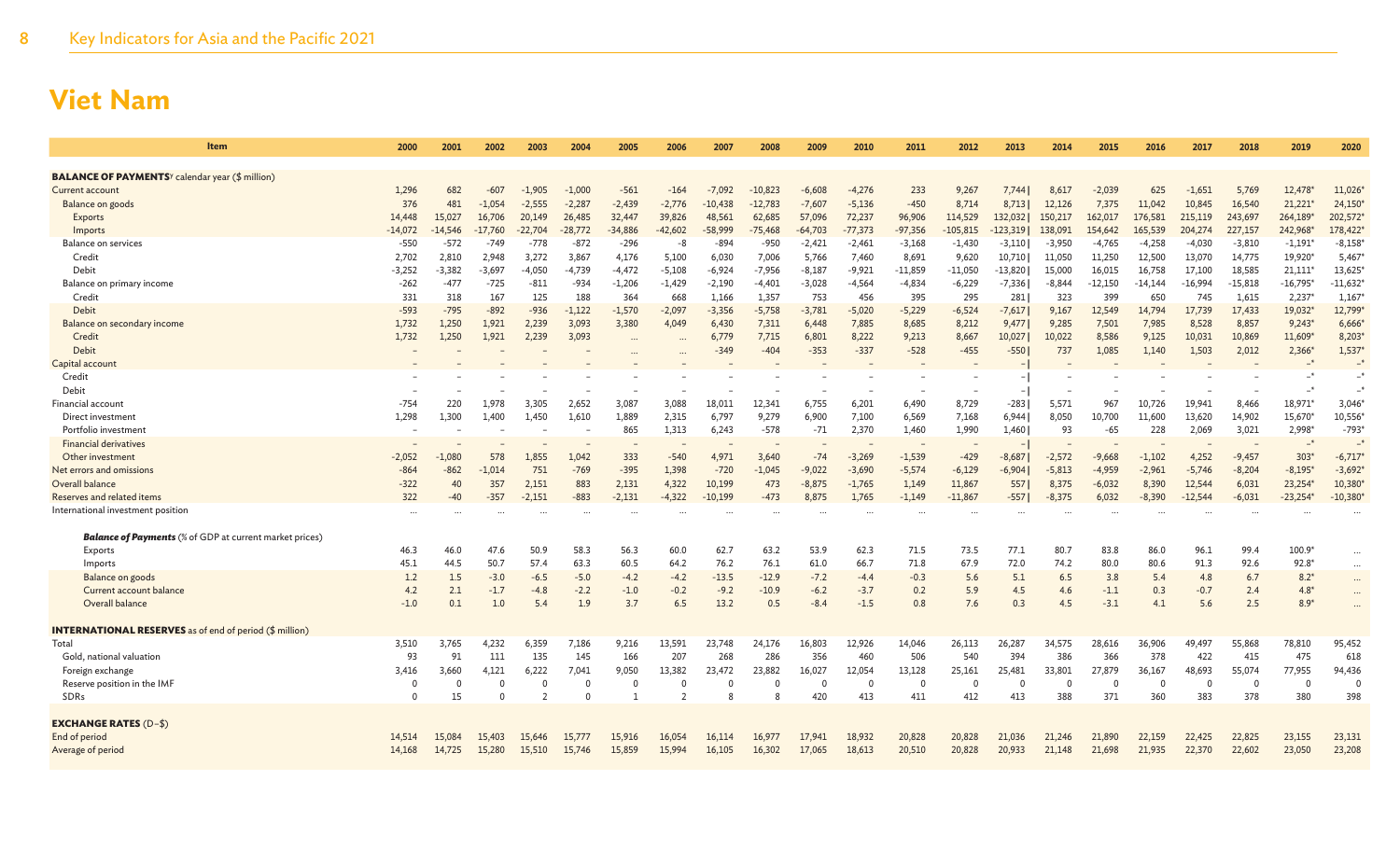# Viet Nam

| Item | 2000 | 2001 | 2002 | 2003 | 2004 | 2005 | 2006 | 2007 | 2008 | 2009 | 2010 | 2011 | 2012 | 2013 | 2014 | 2015 | 2016 | 2017 | 2018 | 2019 | 2020 |
|---|---|---|---|---|---|---|---|---|---|---|---|---|---|---|---|---|---|---|---|---|---|
| **BALANCE OF PAYMENTS**[y] calendar year ($ million) | | | | | | | | | | | | | | | | | | | | | |
| Current account | 1,296 | 682 | -607 | -1,905 | -1,000 | -561 | -164 | -7,092 | -10,823 | -6,608 | -4,276 | 233 | 9,267 | 7,744 \| | 8,617 | -2,039 | 625 | -1,651 | 5,769 | 12,478* | 11,026* |
| Balance on goods | 376 | 481 | -1,054 | -2,555 | -2,287 | -2,439 | -2,776 | -10,438 | -12,783 | -7,607 | -5,136 | -450 | 8,714 | 8,713 \| | 12,126 | 7,375 | 11,042 | 10,845 | 16,540 | 21,221* | 24,150* |
| Exports | 14,448 | 15,027 | 16,706 | 20,149 | 26,485 | 32,447 | 39,826 | 48,561 | 62,685 | 57,096 | 72,237 | 96,906 | 114,529 | 132,032 \| | 150,217 | 162,017 | 176,581 | 215,119 | 243,697 | 264,189* | 202,572* |
| Imports | -14,072 | -14,546 | -17,760 | -22,704 | -28,772 | -34,886 | -42,602 | -58,999 | -75,468 | -64,703 | -77,373 | -97,356 | -105,815 | -123,319 \| | 138,091 | 154,642 | 165,539 | 204,274 | 227,157 | 242,968* | 178,422* |
| Balance on services | -550 | -572 | -749 | -778 | -872 | -296 | -8 | -894 | -950 | -2,421 | -2,461 | -3,168 | -1,430 | -3,110 \| | -3,950 | -4,765 | -4,258 | -4,030 | -3,810 | -1,191* | -8,158* |
| Credit | 2,702 | 2,810 | 2,948 | 3,272 | 3,867 | 4,176 | 5,100 | 6,030 | 7,006 | 5,766 | 7,460 | 8,691 | 9,620 | 10,710 \| | 11,050 | 11,250 | 12,500 | 13,070 | 14,775 | 19,920* | 5,467* |
| Debit | -3,252 | -3,382 | -3,697 | -4,050 | -4,739 | -4,472 | -5,108 | -6,924 | -7,956 | -8,187 | -9,921 | -11,859 | -11,050 | -13,820 \| | 15,000 | 16,015 | 16,758 | 17,100 | 18,585 | 21,111* | 13,625* |
| Balance on primary income | -262 | -477 | -725 | -811 | -934 | -1,206 | -1,429 | -2,190 | -4,401 | -3,028 | -4,564 | -4,834 | -6,229 | -7,336 \| | -8,844 | -12,150 | -14,144 | -16,994 | -15,818 | -16,795* | -11,632* |
| Credit | 331 | 318 | 167 | 125 | 188 | 364 | 668 | 1,166 | 1,357 | 753 | 456 | 395 | 295 | 281 \| | 323 | 399 | 650 | 745 | 1,615 | 2,237* | 1,167* |
| Debit | -593 | -795 | -892 | -936 | -1,122 | -1,570 | -2,097 | -3,356 | -5,758 | -3,781 | -5,020 | -5,229 | -6,524 | -7,617 \| | 9,167 | 12,549 | 14,794 | 17,739 | 17,433 | 19,032* | 12,799* |
| Balance on secondary income | 1,732 | 1,250 | 1,921 | 2,239 | 3,093 | 3,380 | 4,049 | 6,430 | 7,311 | 6,448 | 7,885 | 8,685 | 8,212 | 9,477 \| | 9,285 | 7,501 | 7,985 | 8,528 | 8,857 | 9,243* | 6,666* |
| Credit | 1,732 | 1,250 | 1,921 | 2,239 | 3,093 | ... | ... | 6,779 | 7,715 | 6,801 | 8,222 | 9,213 | 8,667 | 10,027 \| | 10,022 | 8,586 | 9,125 | 10,031 | 10,869 | 11,609* | 8,203* |
| Debit | – | – | – | – | – | ... | ... | -349 | -404 | -353 | -337 | -528 | -455 | -550 \| | 737 | 1,085 | 1,140 | 1,503 | 2,012 | 2,366* | 1,537* |
| Capital account | – | – | – | – | – | – | – | – | – | – | – | – | – | – \| | – | – | – | – | – | –* | –* |
| Credit | – | – | – | – | – | – | – | – | – | – | – | – | – | – \| | – | – | – | – | – | –* | –* |
| Debit | – | – | – | – | – | – | – | – | – | – | – | – | – | – \| | – | – | – | – | – | –* | –* |
| Financial account | -754 | 220 | 1,978 | 3,305 | 2,652 | 3,087 | 3,088 | 18,011 | 12,341 | 6,755 | 6,201 | 6,490 | 8,729 | -283 \| | 5,571 | 967 | 10,726 | 19,941 | 8,466 | 18,971* | 3,046* |
| Direct investment | 1,298 | 1,300 | 1,400 | 1,450 | 1,610 | 1,889 | 2,315 | 6,797 | 9,279 | 6,900 | 7,100 | 6,569 | 7,168 | 6,944 \| | 8,050 | 10,700 | 11,600 | 13,620 | 14,902 | 15,670* | 10,556* |
| Portfolio investment | – | – | – | – | – | 865 | 1,313 | 6,243 | -578 | -71 | 2,370 | 1,460 | 1,990 | 1,460 \| | 93 | -65 | 228 | 2,069 | 3,021 | 2,998* | -793* |
| Financial derivatives | – | – | – | – | – | – | – | – | – | – | – | – | – | – \| | – | – | – | – | – | –* | –* |
| Other investment | -2,052 | -1,080 | 578 | 1,855 | 1,042 | 333 | -540 | 4,971 | 3,640 | -74 | -3,269 | -1,539 | -429 | -8,687 \| | -2,572 | -9,668 | -1,102 | 4,252 | -9,457 | 303* | -6,717* |
| Net errors and omissions | -864 | -862 | -1,014 | 751 | -769 | -395 | 1,398 | -720 | -1,045 | -9,022 | -3,690 | -5,574 | -6,129 | -6,904 \| | -5,813 | -4,959 | -2,961 | -5,746 | -8,204 | -8,195* | -3,692* |
| Overall balance | -322 | 40 | 357 | 2,151 | 883 | 2,131 | 4,322 | 10,199 | 473 | -8,875 | -1,765 | 1,149 | 11,867 | 557 \| | 8,375 | -6,032 | 8,390 | 12,544 | 6,031 | 23,254* | 10,380* |
| Reserves and related items | 322 | -40 | -357 | -2,151 | -883 | -2,131 | -4,322 | -10,199 | -473 | 8,875 | 1,765 | -1,149 | -11,867 | -557 \| | -8,375 | 6,032 | -8,390 | -12,544 | -6,031 | -23,254* | -10,380* |
| International investment position | ... | ... | ... | ... | ... | ... | ... | ... | ... | ... | ... | ... | ... | ... | ... | ... | ... | ... | ... | ... | ... |
| ***Balance of Payments*** (% of GDP at current market prices) | | | | | | | | | | | | | | | | | | | | | |
| Exports | 46.3 | 46.0 | 47.6 | 50.9 | 58.3 | 56.3 | 60.0 | 62.7 | 63.2 | 53.9 | 62.3 | 71.5 | 73.5 | 77.1 | 80.7 | 83.8 | 86.0 | 96.1 | 99.4 | 100.9* | ... |
| Imports | 45.1 | 44.5 | 50.7 | 57.4 | 63.3 | 60.5 | 64.2 | 76.2 | 76.1 | 61.0 | 66.7 | 71.8 | 67.9 | 72.0 | 74.2 | 80.0 | 80.6 | 91.3 | 92.6 | 92.8* | ... |
| Balance on goods | 1.2 | 1.5 | -3.0 | -6.5 | -5.0 | -4.2 | -4.2 | -13.5 | -12.9 | -7.2 | -4.4 | -0.3 | 5.6 | 5.1 | 6.5 | 3.8 | 5.4 | 4.8 | 6.7 | 8.2* | ... |
| Current account balance | 4.2 | 2.1 | -1.7 | -4.8 | -2.2 | -1.0 | -0.2 | -9.2 | -10.9 | -6.2 | -3.7 | 0.2 | 5.9 | 4.5 | 4.6 | -1.1 | 0.3 | -0.7 | 2.4 | 4.8* | ... |
| Overall balance | -1.0 | 0.1 | 1.0 | 5.4 | 1.9 | 3.7 | 6.5 | 13.2 | 0.5 | -8.4 | -1.5 | 0.8 | 7.6 | 0.3 | 4.5 | -3.1 | 4.1 | 5.6 | 2.5 | 8.9* | ... |
| **INTERNATIONAL RESERVES** as of end of period ($ million) | | | | | | | | | | | | | | | | | | | | | |
| Total | 3,510 | 3,765 | 4,232 | 6,359 | 7,186 | 9,216 | 13,591 | 23,748 | 24,176 | 16,803 | 12,926 | 14,046 | 26,113 | 26,287 | 34,575 | 28,616 | 36,906 | 49,497 | 55,868 | 78,810 | 95,452 |
| Gold, national valuation | 93 | 91 | 111 | 135 | 145 | 166 | 207 | 268 | 286 | 356 | 460 | 506 | 540 | 394 | 386 | 366 | 378 | 422 | 415 | 475 | 618 |
| Foreign exchange | 3,416 | 3,660 | 4,121 | 6,222 | 7,041 | 9,050 | 13,382 | 23,472 | 23,882 | 16,027 | 12,054 | 13,128 | 25,161 | 25,481 | 33,801 | 27,879 | 36,167 | 48,693 | 55,074 | 77,955 | 94,436 |
| Reserve position in the IMF | 0 | 0 | 0 | 0 | 0 | 0 | 0 | 0 | 0 | 0 | 0 | 0 | 0 | 0 | 0 | 0 | 0 | 0 | 0 | 0 | 0 |
| SDRs | 0 | 15 | 0 | 2 | 0 | 1 | 2 | 8 | 8 | 420 | 413 | 411 | 412 | 413 | 388 | 371 | 360 | 383 | 378 | 380 | 398 |
| **EXCHANGE RATES** (D–$) | | | | | | | | | | | | | | | | | | | | | |
| End of period | 14,514 | 15,084 | 15,403 | 15,646 | 15,777 | 15,916 | 16,054 | 16,114 | 16,977 | 17,941 | 18,932 | 20,828 | 20,828 | 21,036 | 21,246 | 21,890 | 22,159 | 22,425 | 22,825 | 23,155 | 23,131 |
| Average of period | 14,168 | 14,725 | 15,280 | 15,510 | 15,746 | 15,859 | 15,994 | 16,105 | 16,302 | 17,065 | 18,613 | 20,510 | 20,828 | 20,933 | 21,148 | 21,698 | 21,935 | 22,370 | 22,602 | 23,050 | 23,208 |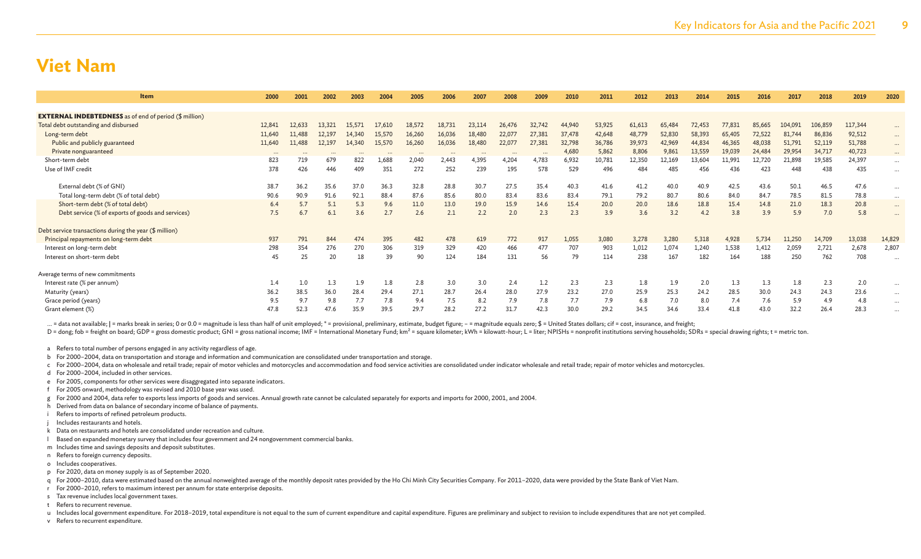# Viet Nam

| Item | 2000 | 2001 | 2002 | 2003 | 2004 | 2005 | 2006 | 2007 | 2008 | 2009 | 2010 | 2011 | 2012 | 2013 | 2014 | 2015 | 2016 | 2017 | 2018 | 2019 | 2020 |
|---|---|---|---|---|---|---|---|---|---|---|---|---|---|---|---|---|---|---|---|---|---|
| **EXTERNAL INDEBTEDNESS** as of end of period ($ million) | | | | | | | | | | | | | | | | | | | | | |
| Total debt outstanding and disbursed | 12,841 | 12,633 | 13,321 | 15,571 | 17,610 | 18,572 | 18,731 | 23,114 | 26,476 | 32,742 | 44,940 | 53,925 | 61,613 | 65,484 | 72,453 | 77,831 | 85,665 | 104,091 | 106,859 | 117,344 | ... |
| Long-term debt | 11,640 | 11,488 | 12,197 | 14,340 | 15,570 | 16,260 | 16,036 | 18,480 | 22,077 | 27,381 | 37,478 | 42,648 | 48,779 | 52,830 | 58,393 | 65,405 | 72,522 | 81,744 | 86,836 | 92,512 | ... |
| Public and publicly guaranteed | 11,640 | 11,488 | 12,197 | 14,340 | 15,570 | 16,260 | 16,036 | 18,480 | 22,077 | 27,381 | 32,798 | 36,786 | 39,973 | 42,969 | 44,834 | 46,365 | 48,038 | 51,791 | 52,119 | 51,788 | ... |
| Private nonguaranteed | ... | ... | ... | ... | ... | ... | ... | ... | ... | ... | 4,680 | 5,862 | 8,806 | 9,861 | 13,559 | 19,039 | 24,484 | 29,954 | 34,717 | 40,723 | ... |
| Short-term debt | 823 | 719 | 679 | 822 | 1,688 | 2,040 | 2,443 | 4,395 | 4,204 | 4,783 | 6,932 | 10,781 | 12,350 | 12,169 | 13,604 | 11,991 | 12,720 | 21,898 | 19,585 | 24,397 | ... |
| Use of IMF credit | 378 | 426 | 446 | 409 | 351 | 272 | 252 | 239 | 195 | 578 | 529 | 496 | 484 | 485 | 456 | 436 | 423 | 448 | 438 | 435 | ... |
| External debt (% of GNI) | 38.7 | 36.2 | 35.6 | 37.0 | 36.3 | 32.8 | 28.8 | 30.7 | 27.5 | 35.4 | 40.3 | 41.6 | 41.2 | 40.0 | 40.9 | 42.5 | 43.6 | 50.1 | 46.5 | 47.6 | ... |
| Total long-term debt (% of total debt) | 90.6 | 90.9 | 91.6 | 92.1 | 88.4 | 87.6 | 85.6 | 80.0 | 83.4 | 83.6 | 83.4 | 79.1 | 79.2 | 80.7 | 80.6 | 84.0 | 84.7 | 78.5 | 81.5 | 78.8 | ... |
| Short-term debt (% of total debt) | 6.4 | 5.7 | 5.1 | 5.3 | 9.6 | 11.0 | 13.0 | 19.0 | 15.9 | 14.6 | 15.4 | 20.0 | 20.0 | 18.6 | 18.8 | 15.4 | 14.8 | 21.0 | 18.3 | 20.8 | ... |
| Debt service (% of exports of goods and services) | 7.5 | 6.7 | 6.1 | 3.6 | 2.7 | 2.6 | 2.1 | 2.2 | 2.0 | 2.3 | 2.3 | 3.9 | 3.6 | 3.2 | 4.2 | 3.8 | 3.9 | 5.9 | 7.0 | 5.8 | ... |
| Debt service transactions during the year ($ million) | | | | | | | | | | | | | | | | | | | | | |
| Principal repayments on long-term debt | 937 | 791 | 844 | 474 | 395 | 482 | 478 | 619 | 772 | 917 | 1,055 | 3,080 | 3,278 | 3,280 | 5,318 | 4,928 | 5,734 | 11,250 | 14,709 | 13,038 | 14,829 |
| Interest on long-term debt | 298 | 354 | 276 | 270 | 306 | 319 | 329 | 420 | 466 | 477 | 707 | 903 | 1,012 | 1,074 | 1,240 | 1,538 | 1,412 | 2,059 | 2,721 | 2,678 | 2,807 |
| Interest on short-term debt | 45 | 25 | 20 | 18 | 39 | 90 | 124 | 184 | 131 | 56 | 79 | 114 | 238 | 167 | 182 | 164 | 188 | 250 | 762 | 708 | ... |
| Average terms of new commitments | | | | | | | | | | | | | | | | | | | | | |
| Interest rate (% per annum) | 1.4 | 1.0 | 1.3 | 1.9 | 1.8 | 2.8 | 3.0 | 3.0 | 2.4 | 1.2 | 2.3 | 2.3 | 1.8 | 1.9 | 2.0 | 1.3 | 1.3 | 1.8 | 2.3 | 2.0 | ... |
| Maturity (years) | 36.2 | 38.5 | 36.0 | 28.4 | 29.4 | 27.1 | 28.7 | 26.4 | 28.0 | 27.9 | 23.2 | 27.0 | 25.9 | 25.3 | 24.2 | 28.5 | 30.0 | 24.3 | 24.3 | 23.6 | ... |
| Grace period (years) | 9.5 | 9.7 | 9.8 | 7.7 | 7.8 | 9.4 | 7.5 | 8.2 | 7.9 | 7.8 | 7.7 | 7.9 | 6.8 | 7.0 | 8.0 | 7.4 | 7.6 | 5.9 | 4.9 | 4.8 | ... |
| Grant element (%) | 47.8 | 52.3 | 47.6 | 35.9 | 39.5 | 29.7 | 28.2 | 27.2 | 31.7 | 42.3 | 30.0 | 29.2 | 34.5 | 34.6 | 33.4 | 41.8 | 43.0 | 32.2 | 26.4 | 28.3 | ... |

... = data not available; | = marks break in series; 0 or 0.0 = magnitude is less than half of unit employed; * = provisional, preliminary, estimate, budget figure; – = magnitude equals zero; $ = United States dollars; cif = cost, insurance, and freight;
D = dong; fob = freight on board; GDP = gross domestic product; GNI = gross national income; IMF = International Monetary Fund; km² = square kilometer; kWh = kilowatt-hour; L = liter; NPISHs = nonprofit institutions serving households; SDRs = special drawing rights; t = metric ton.

a Refers to total number of persons engaged in any activity regardless of age.
b For 2000–2004, data on transportation and storage and information and communication are consolidated under transportation and storage.
c For 2000–2004, data on wholesale and retail trade; repair of motor vehicles and motorcycles and accommodation and food service activities are consolidated under indicator wholesale and retail trade; repair of motor vehicles and motorcycles.
d For 2000–2004, included in other services.
e For 2005, components for other services were disaggregated into separate indicators.
f For 2005 onward, methodology was revised and 2010 base year was used.
g For 2000 and 2004, data refer to exports less imports of goods and services. Annual growth rate cannot be calculated separately for exports and imports for 2000, 2001, and 2004.
h Derived from data on balance of secondary income of balance of payments.
i Refers to imports of refined petroleum products.
j Includes restaurants and hotels.
k Data on restaurants and hotels are consolidated under recreation and culture.
l Based on expanded monetary survey that includes four government and 24 nongovernment commercial banks.
m Includes time and savings deposits and deposit substitutes.
n Refers to foreign currency deposits.
o Includes cooperatives.
p For 2020, data on money supply is as of September 2020.
q For 2000–2010, data were estimated based on the annual nonweighted average of the monthly deposit rates provided by the Ho Chi Minh City Securities Company. For 2011–2020, data were provided by the State Bank of Viet Nam.
r For 2000–2010, refers to maximum interest per annum for state enterprise deposits.
s Tax revenue includes local government taxes.
t Refers to recurrent revenue.
u Includes local government expenditure. For 2018–2019, total expenditure is not equal to the sum of current expenditure and capital expenditure. Figures are preliminary and subject to revision to include expenditures that are not yet compiled.
v Refers to recurrent expenditure.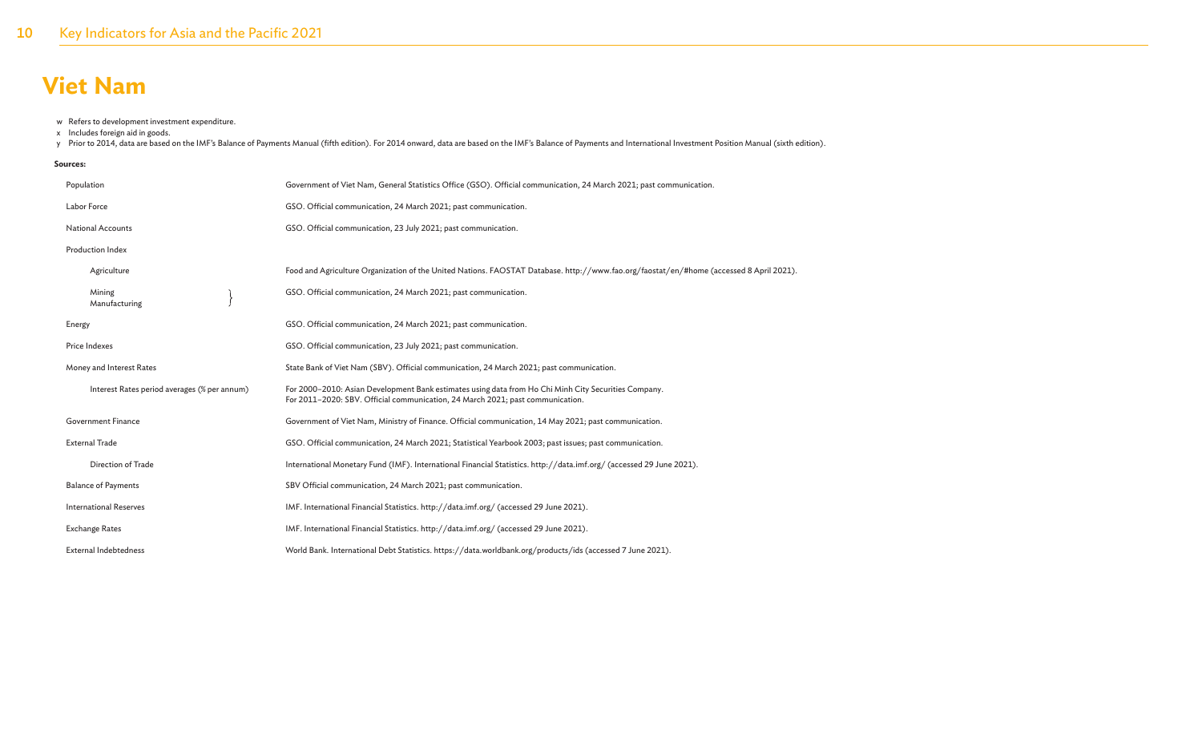# Viet Nam

w Refers to development investment expenditure.

x Includes foreign aid in goods.

y Prior to 2014, data are based on the IMF's Balance of Payments Manual (fifth edition). For 2014 onward, data are based on the IMF's Balance of Payments and International Investment Position Manual (sixth edition).

**Sources:**

| | |
|---|---|
| Population | Government of Viet Nam, General Statistics Office (GSO). Official communication, 24 March 2021; past communication. |
| Labor Force | GSO. Official communication, 24 March 2021; past communication. |
| National Accounts | GSO. Official communication, 23 July 2021; past communication. |
| Production Index | |
| Agriculture | Food and Agriculture Organization of the United Nations. FAOSTAT Database. http://www.fao.org/faostat/en/#home (accessed 8 April 2021). |
| Mining<br>Manufacturing | GSO. Official communication, 24 March 2021; past communication. |
| Energy | GSO. Official communication, 24 March 2021; past communication. |
| Price Indexes | GSO. Official communication, 23 July 2021; past communication. |
| Money and Interest Rates | State Bank of Viet Nam (SBV). Official communication, 24 March 2021; past communication. |
| Interest Rates period averages (% per annum) | For 2000–2010: Asian Development Bank estimates using data from Ho Chi Minh City Securities Company.<br>For 2011–2020: SBV. Official communication, 24 March 2021; past communication. |
| Government Finance | Government of Viet Nam, Ministry of Finance. Official communication, 14 May 2021; past communication. |
| External Trade | GSO. Official communication, 24 March 2021; Statistical Yearbook 2003; past issues; past communication. |
| Direction of Trade | International Monetary Fund (IMF). International Financial Statistics. http://data.imf.org/ (accessed 29 June 2021). |
| Balance of Payments | SBV Official communication, 24 March 2021; past communication. |
| International Reserves | IMF. International Financial Statistics. http://data.imf.org/ (accessed 29 June 2021). |
| Exchange Rates | IMF. International Financial Statistics. http://data.imf.org/ (accessed 29 June 2021). |
| External Indebtedness | World Bank. International Debt Statistics. https://data.worldbank.org/products/ids (accessed 7 June 2021). |